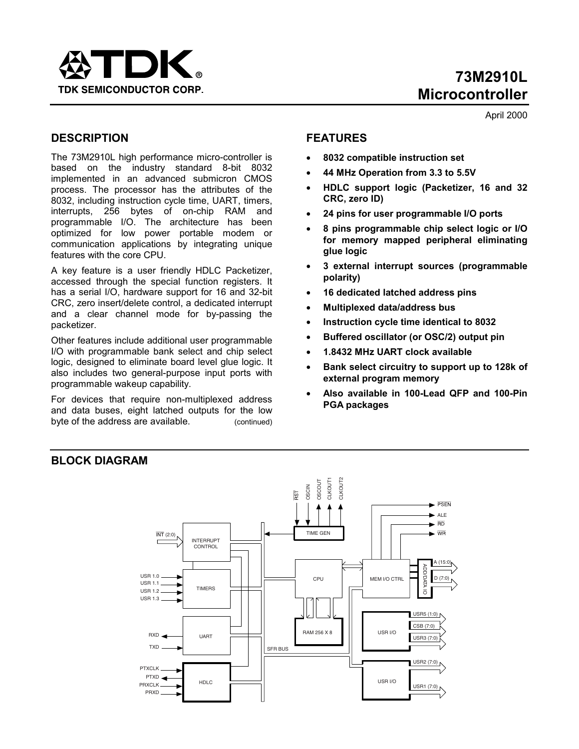TDK SEMICONDUCTOR CORP.

# 73M2910L Microcontroller

April 2000

## DESCRIPTION

The 73M2910L high performance micro-controller is based on the industry standard 8-bit 8032 implemented in an advanced submicron CMOS process. The processor has the attributes of the 8032, including instruction cycle time, UART, timers, interrupts, 256 bytes of on-chip RAM and programmable I/O. The architecture has been optimized for low power portable modem or communication applications by integrating unique features with the core CPU.

A key feature is a user friendly HDLC Packetizer, accessed through the special function registers. It has a serial I/O, hardware support for 16 and 32-bit CRC, zero insert/delete control, a dedicated interrupt and a clear channel mode for by-passing the packetizer.

Other features include additional user programmable I/O with programmable bank select and chip select logic, designed to eliminate board level glue logic. It also includes two general-purpose input ports with programmable wakeup capability.

For devices that require non-multiplexed address and data buses, eight latched outputs for the low byte of the address are available. (continued)

## FEATURES

- **8032 compatible instruction set**
- **44 MHz Operation from 3.3 to 5.5V**
- **HDLC support logic (Packetizer, 16 and 32 CRC, zero ID)**
- **24 pins for user programmable I/O ports**
- **8 pins programmable chip select logic or I/O for memory mapped peripheral eliminating glue logic**
- **3 external interrupt sources (programmable polarity)**
- **16 dedicated latched address pins**
- **Multiplexed data/address bus**
- **Instruction cycle time identical to 8032**
- **Buffered oscillator (or OSC/2) output pin**
- **1.8432 MHz UART clock available**
- **Bank select circuitry to support up to 128k of external program memory**
- **Also available in 100-Lead QFP and 100-Pin PGA packages**

## BLOCK DIAGRAM

INT (2:0) — INTERRUPT CONTROL
USR 1.0, USR 1.1, USR 1.2, USR 1.3 — TIMERS
RXD, TXD — UART
PTXCLK, PTXD, PRXCLK, PRXD — HDLC
RST, OSCIN, OSCOUT, CLKOUT1, CLKOUT2 — TIME GEN
CPU — RAM 256 X 8
SFR BUS
MEM I/O CTRL — PSEN, ALE, RD, WR — ADD/DATA IO — A (15:0), D (7:0)
USR I/O — USR5 (1:0), CSB (7:0), USR3 (7:0)
USR I/O — USR2 (7:0), USR1 (7:0)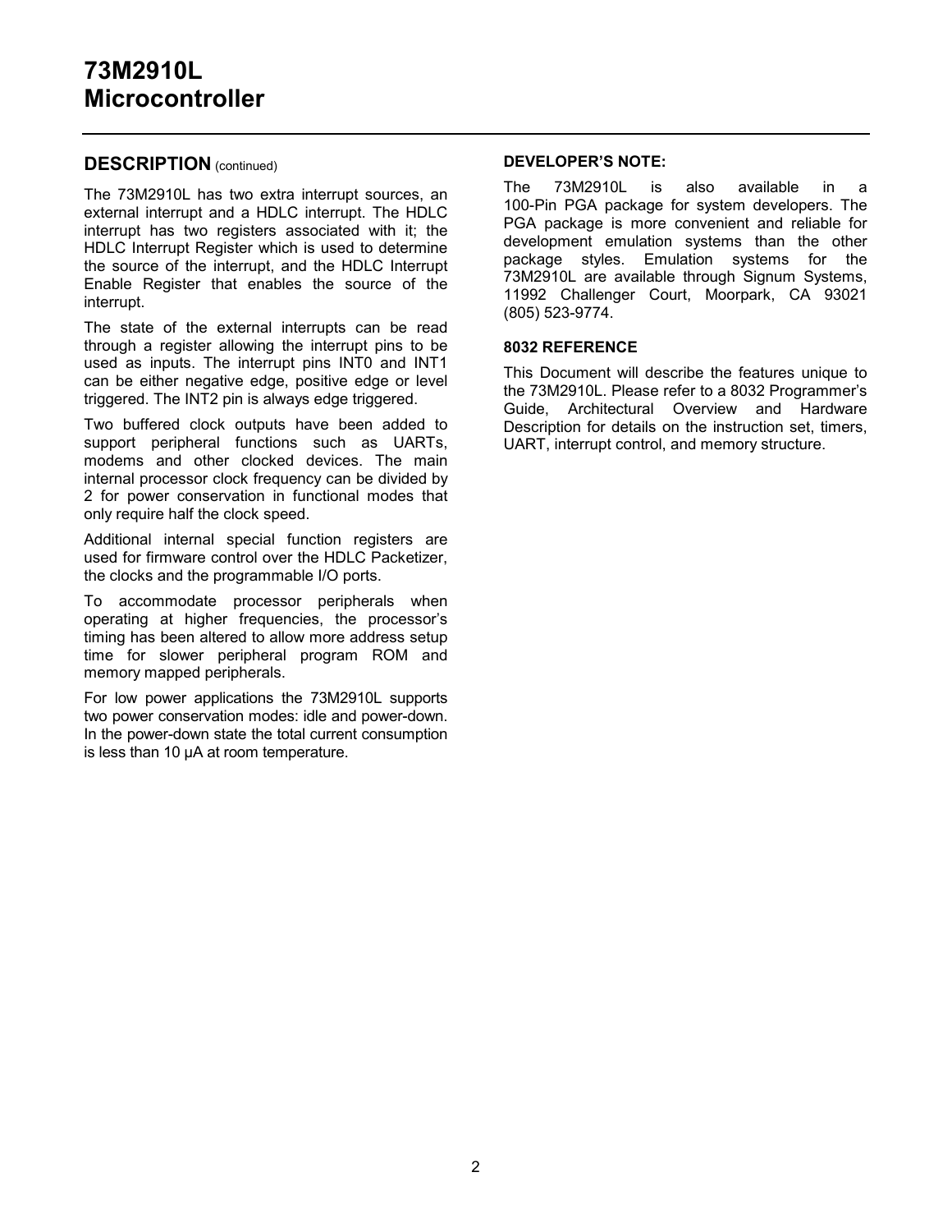## DESCRIPTION (continued)

The 73M2910L has two extra interrupt sources, an external interrupt and a HDLC interrupt. The HDLC interrupt has two registers associated with it; the HDLC Interrupt Register which is used to determine the source of the interrupt, and the HDLC Interrupt Enable Register that enables the source of the interrupt.

The state of the external interrupts can be read through a register allowing the interrupt pins to be used as inputs. The interrupt pins INT0 and INT1 can be either negative edge, positive edge or level triggered. The INT2 pin is always edge triggered.

Two buffered clock outputs have been added to support peripheral functions such as UARTs, modems and other clocked devices. The main internal processor clock frequency can be divided by 2 for power conservation in functional modes that only require half the clock speed.

Additional internal special function registers are used for firmware control over the HDLC Packetizer, the clocks and the programmable I/O ports.

To accommodate processor peripherals when operating at higher frequencies, the processor's timing has been altered to allow more address setup time for slower peripheral program ROM and memory mapped peripherals.

For low power applications the 73M2910L supports two power conservation modes: idle and power-down. In the power-down state the total current consumption is less than 10 µA at room temperature.

### DEVELOPER'S NOTE:

The 73M2910L is also available in a 100-Pin PGA package for system developers. The PGA package is more convenient and reliable for development emulation systems than the other package styles. Emulation systems for the 73M2910L are available through Signum Systems, 11992 Challenger Court, Moorpark, CA 93021 (805) 523-9774.

### 8032 REFERENCE

This Document will describe the features unique to the 73M2910L. Please refer to a 8032 Programmer's Guide, Architectural Overview and Hardware Description for details on the instruction set, timers, UART, interrupt control, and memory structure.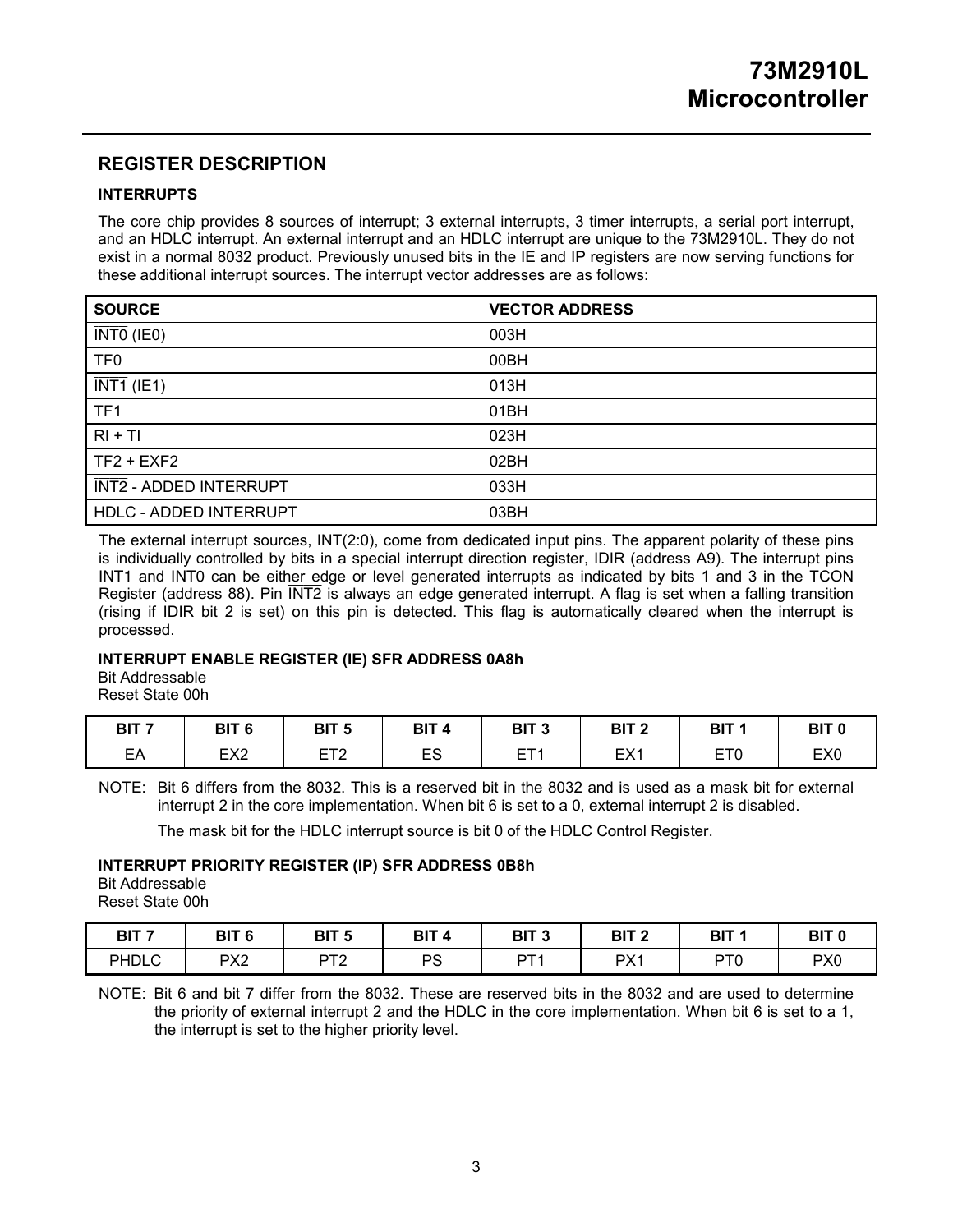## REGISTER DESCRIPTION

### INTERRUPTS

The core chip provides 8 sources of interrupt; 3 external interrupts, 3 timer interrupts, a serial port interrupt, and an HDLC interrupt. An external interrupt and an HDLC interrupt are unique to the 73M2910L. They do not exist in a normal 8032 product. Previously unused bits in the IE and IP registers are now serving functions for these additional interrupt sources. The interrupt vector addresses are as follows:

| SOURCE | VECTOR ADDRESS |
| --- | --- |
| $\overline{\text{INT0}}$ (IE0) | 003H |
| TF0 | 00BH |
| $\overline{\text{INT1}}$ (IE1) | 013H |
| TF1 | 01BH |
| RI + TI | 023H |
| TF2 + EXF2 | 02BH |
| $\overline{\text{INT2}}$ - ADDED INTERRUPT | 033H |
| HDLC - ADDED INTERRUPT | 03BH |

The external interrupt sources, INT(2:0), come from dedicated input pins. The apparent polarity of these pins is individually controlled by bits in a special interrupt direction register, IDIR (address A9). The interrupt pins $\overline{\text{INT1}}$ and $\overline{\text{INT0}}$ can be either edge or level generated interrupts as indicated by bits 1 and 3 in the TCON Register (address 88). Pin $\overline{\text{INT2}}$ is always an edge generated interrupt. A flag is set when a falling transition (rising if IDIR bit 2 is set) on this pin is detected. This flag is automatically cleared when the interrupt is processed.

**INTERRUPT ENABLE REGISTER (IE) SFR ADDRESS 0A8h**
Bit Addressable
Reset State 00h

| BIT 7 | BIT 6 | BIT 5 | BIT 4 | BIT 3 | BIT 2 | BIT 1 | BIT 0 |
| --- | --- | --- | --- | --- | --- | --- | --- |
| EA | EX2 | ET2 | ES | ET1 | EX1 | ET0 | EX0 |

NOTE: Bit 6 differs from the 8032. This is a reserved bit in the 8032 and is used as a mask bit for external interrupt 2 in the core implementation. When bit 6 is set to a 0, external interrupt 2 is disabled.

The mask bit for the HDLC interrupt source is bit 0 of the HDLC Control Register.

**INTERRUPT PRIORITY REGISTER (IP) SFR ADDRESS 0B8h**
Bit Addressable
Reset State 00h

| BIT 7 | BIT 6 | BIT 5 | BIT 4 | BIT 3 | BIT 2 | BIT 1 | BIT 0 |
| --- | --- | --- | --- | --- | --- | --- | --- |
| PHDLC | PX2 | PT2 | PS | PT1 | PX1 | PT0 | PX0 |

NOTE: Bit 6 and bit 7 differ from the 8032. These are reserved bits in the 8032 and are used to determine the priority of external interrupt 2 and the HDLC in the core implementation. When bit 6 is set to a 1, the interrupt is set to the higher priority level.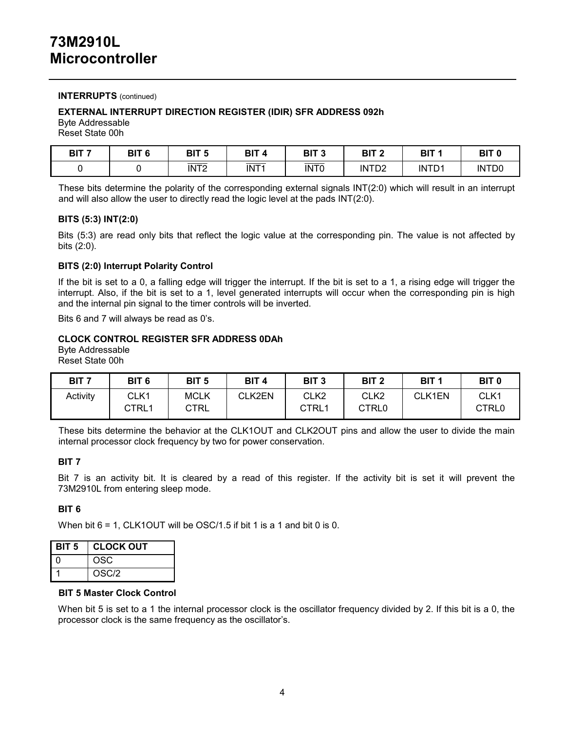**INTERRUPTS** (continued)

**EXTERNAL INTERRUPT DIRECTION REGISTER (IDIR) SFR ADDRESS 092h**
Byte Addressable
Reset State 00h

| BIT 7 | BIT 6 | BIT 5 | BIT 4 | BIT 3 | BIT 2 | BIT 1 | BIT 0 |
|---|---|---|---|---|---|---|---|
| 0 | 0 | $\overline{\text{INT2}}$ | $\overline{\text{INT1}}$ | $\overline{\text{INT0}}$ | INTD2 | INTD1 | INTD0 |

These bits determine the polarity of the corresponding external signals INT(2:0) which will result in an interrupt and will also allow the user to directly read the logic level at the pads INT(2:0).

**BITS (5:3) INT(2:0)**

Bits (5:3) are read only bits that reflect the logic value at the corresponding pin. The value is not affected by bits (2:0).

**BITS (2:0) Interrupt Polarity Control**

If the bit is set to a 0, a falling edge will trigger the interrupt. If the bit is set to a 1, a rising edge will trigger the interrupt. Also, if the bit is set to a 1, level generated interrupts will occur when the corresponding pin is high and the internal pin signal to the timer controls will be inverted.

Bits 6 and 7 will always be read as 0's.

**CLOCK CONTROL REGISTER SFR ADDRESS 0DAh**
Byte Addressable
Reset State 00h

| BIT 7 | BIT 6 | BIT 5 | BIT 4 | BIT 3 | BIT 2 | BIT 1 | BIT 0 |
|---|---|---|---|---|---|---|---|
| Activity | CLK1 CTRL1 | MCLK CTRL | CLK2EN | CLK2 CTRL1 | CLK2 CTRL0 | CLK1EN | CLK1 CTRL0 |

These bits determine the behavior at the CLK1OUT and CLK2OUT pins and allow the user to divide the main internal processor clock frequency by two for power conservation.

**BIT 7**

Bit 7 is an activity bit. It is cleared by a read of this register. If the activity bit is set it will prevent the 73M2910L from entering sleep mode.

**BIT 6**

When bit 6 = 1, CLK1OUT will be OSC/1.5 if bit 1 is a 1 and bit 0 is 0.

| BIT 5 | CLOCK OUT |
|---|---|
| 0 | OSC |
| 1 | OSC/2 |

**BIT 5 Master Clock Control**

When bit 5 is set to a 1 the internal processor clock is the oscillator frequency divided by 2. If this bit is a 0, the processor clock is the same frequency as the oscillator's.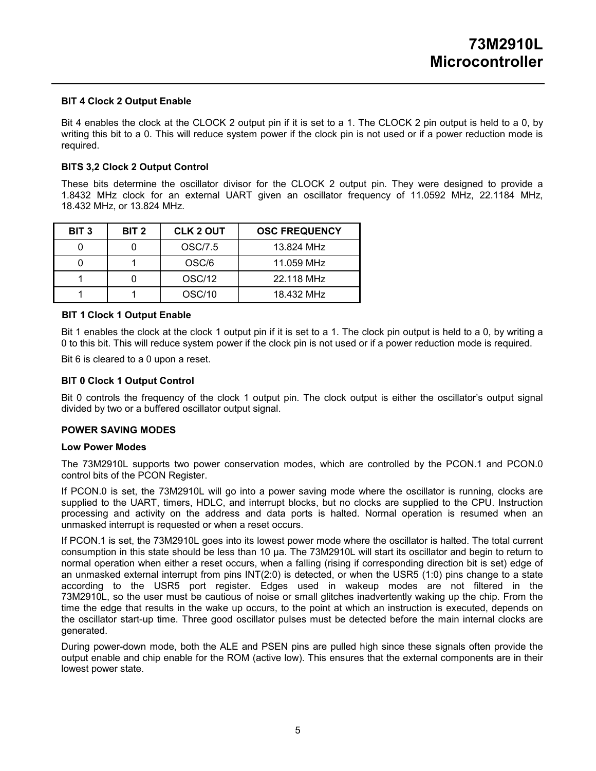#### BIT 4 Clock 2 Output Enable

Bit 4 enables the clock at the CLOCK 2 output pin if it is set to a 1. The CLOCK 2 pin output is held to a 0, by writing this bit to a 0. This will reduce system power if the clock pin is not used or if a power reduction mode is required.

#### BITS 3,2 Clock 2 Output Control

These bits determine the oscillator divisor for the CLOCK 2 output pin. They were designed to provide a 1.8432 MHz clock for an external UART given an oscillator frequency of 11.0592 MHz, 22.1184 MHz, 18.432 MHz, or 13.824 MHz.

| BIT 3 | BIT 2 | CLK 2 OUT | OSC FREQUENCY |
|---|---|---|---|
| 0 | 0 | OSC/7.5 | 13.824 MHz |
| 0 | 1 | OSC/6 | 11.059 MHz |
| 1 | 0 | OSC/12 | 22.118 MHz |
| 1 | 1 | OSC/10 | 18.432 MHz |

#### BIT 1 Clock 1 Output Enable

Bit 1 enables the clock at the clock 1 output pin if it is set to a 1. The clock pin output is held to a 0, by writing a 0 to this bit. This will reduce system power if the clock pin is not used or if a power reduction mode is required.

Bit 6 is cleared to a 0 upon a reset.

#### BIT 0 Clock 1 Output Control

Bit 0 controls the frequency of the clock 1 output pin. The clock output is either the oscillator's output signal divided by two or a buffered oscillator output signal.

### POWER SAVING MODES

#### Low Power Modes

The 73M2910L supports two power conservation modes, which are controlled by the PCON.1 and PCON.0 control bits of the PCON Register.

If PCON.0 is set, the 73M2910L will go into a power saving mode where the oscillator is running, clocks are supplied to the UART, timers, HDLC, and interrupt blocks, but no clocks are supplied to the CPU. Instruction processing and activity on the address and data ports is halted. Normal operation is resumed when an unmasked interrupt is requested or when a reset occurs.

If PCON.1 is set, the 73M2910L goes into its lowest power mode where the oscillator is halted. The total current consumption in this state should be less than 10 μa. The 73M2910L will start its oscillator and begin to return to normal operation when either a reset occurs, when a falling (rising if corresponding direction bit is set) edge of an unmasked external interrupt from pins INT(2:0) is detected, or when the USR5 (1:0) pins change to a state according to the USR5 port register. Edges used in wakeup modes are not filtered in the 73M2910L, so the user must be cautious of noise or small glitches inadvertently waking up the chip. From the time the edge that results in the wake up occurs, to the point at which an instruction is executed, depends on the oscillator start-up time. Three good oscillator pulses must be detected before the main internal clocks are generated.

During power-down mode, both the ALE and PSEN pins are pulled high since these signals often provide the output enable and chip enable for the ROM (active low). This ensures that the external components are in their lowest power state.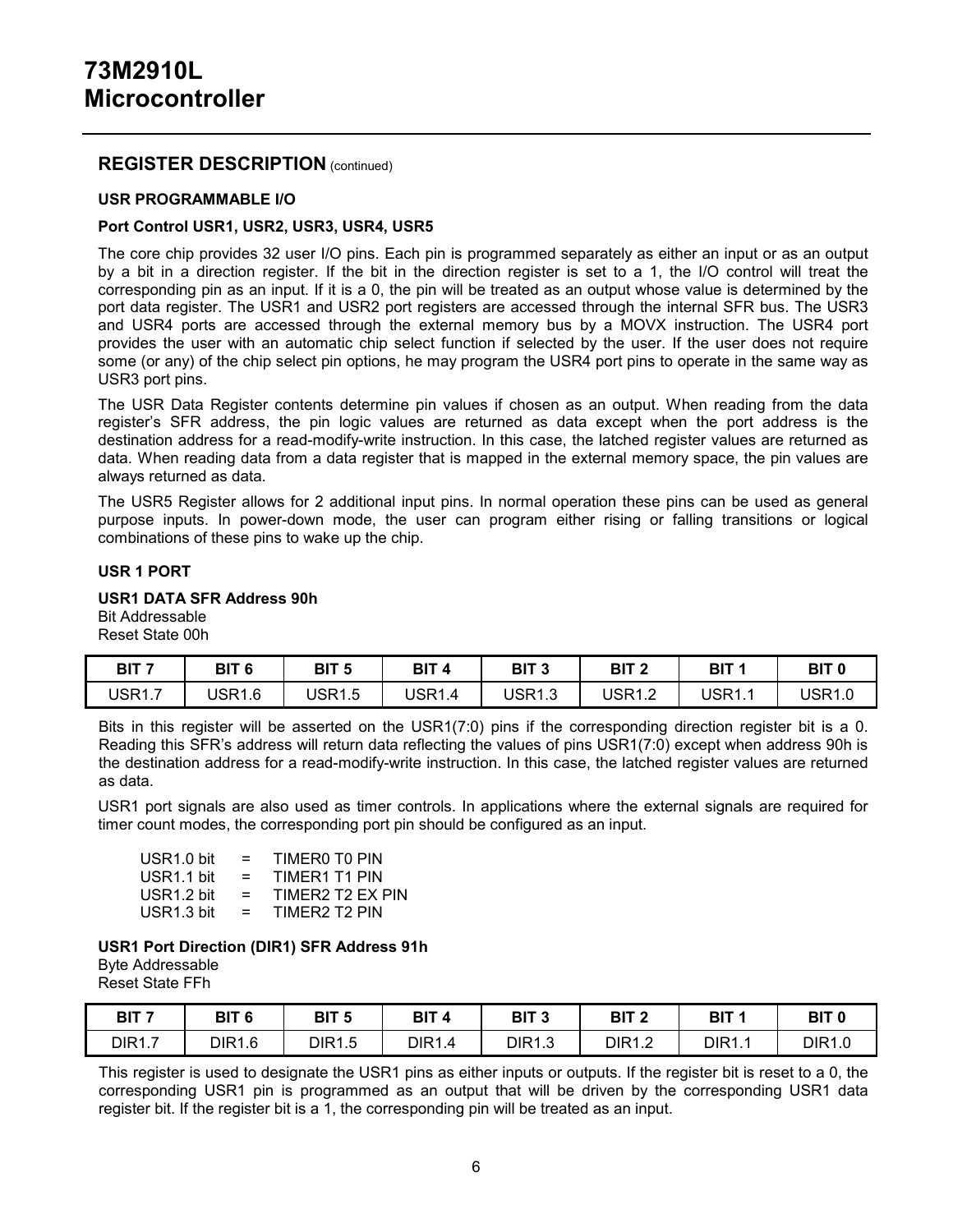## REGISTER DESCRIPTION (continued)

### USR PROGRAMMABLE I/O

#### Port Control USR1, USR2, USR3, USR4, USR5

The core chip provides 32 user I/O pins. Each pin is programmed separately as either an input or as an output by a bit in a direction register. If the bit in the direction register is set to a 1, the I/O control will treat the corresponding pin as an input. If it is a 0, the pin will be treated as an output whose value is determined by the port data register. The USR1 and USR2 port registers are accessed through the internal SFR bus. The USR3 and USR4 ports are accessed through the external memory bus by a MOVX instruction. The USR4 port provides the user with an automatic chip select function if selected by the user. If the user does not require some (or any) of the chip select pin options, he may program the USR4 port pins to operate in the same way as USR3 port pins.

The USR Data Register contents determine pin values if chosen as an output. When reading from the data register's SFR address, the pin logic values are returned as data except when the port address is the destination address for a read-modify-write instruction. In this case, the latched register values are returned as data. When reading data from a data register that is mapped in the external memory space, the pin values are always returned as data.

The USR5 Register allows for 2 additional input pins. In normal operation these pins can be used as general purpose inputs. In power-down mode, the user can program either rising or falling transitions or logical combinations of these pins to wake up the chip.

### USR 1 PORT

**USR1 DATA SFR Address 90h**
Bit Addressable
Reset State 00h

| BIT 7 | BIT 6 | BIT 5 | BIT 4 | BIT 3 | BIT 2 | BIT 1 | BIT 0 |
|---|---|---|---|---|---|---|---|
| USR1.7 | USR1.6 | USR1.5 | USR1.4 | USR1.3 | USR1.2 | USR1.1 | USR1.0 |

Bits in this register will be asserted on the USR1(7:0) pins if the corresponding direction register bit is a 0. Reading this SFR's address will return data reflecting the values of pins USR1(7:0) except when address 90h is the destination address for a read-modify-write instruction. In this case, the latched register values are returned as data.

USR1 port signals are also used as timer controls. In applications where the external signals are required for timer count modes, the corresponding port pin should be configured as an input.

USR1.0 bit = TIMER0 T0 PIN
USR1.1 bit = TIMER1 T1 PIN
USR1.2 bit = TIMER2 T2 EX PIN
USR1.3 bit = TIMER2 T2 PIN

**USR1 Port Direction (DIR1) SFR Address 91h**
Byte Addressable
Reset State FFh

| BIT 7 | BIT 6 | BIT 5 | BIT 4 | BIT 3 | BIT 2 | BIT 1 | BIT 0 |
|---|---|---|---|---|---|---|---|
| DIR1.7 | DIR1.6 | DIR1.5 | DIR1.4 | DIR1.3 | DIR1.2 | DIR1.1 | DIR1.0 |

This register is used to designate the USR1 pins as either inputs or outputs. If the register bit is reset to a 0, the corresponding USR1 pin is programmed as an output that will be driven by the corresponding USR1 data register bit. If the register bit is a 1, the corresponding pin will be treated as an input.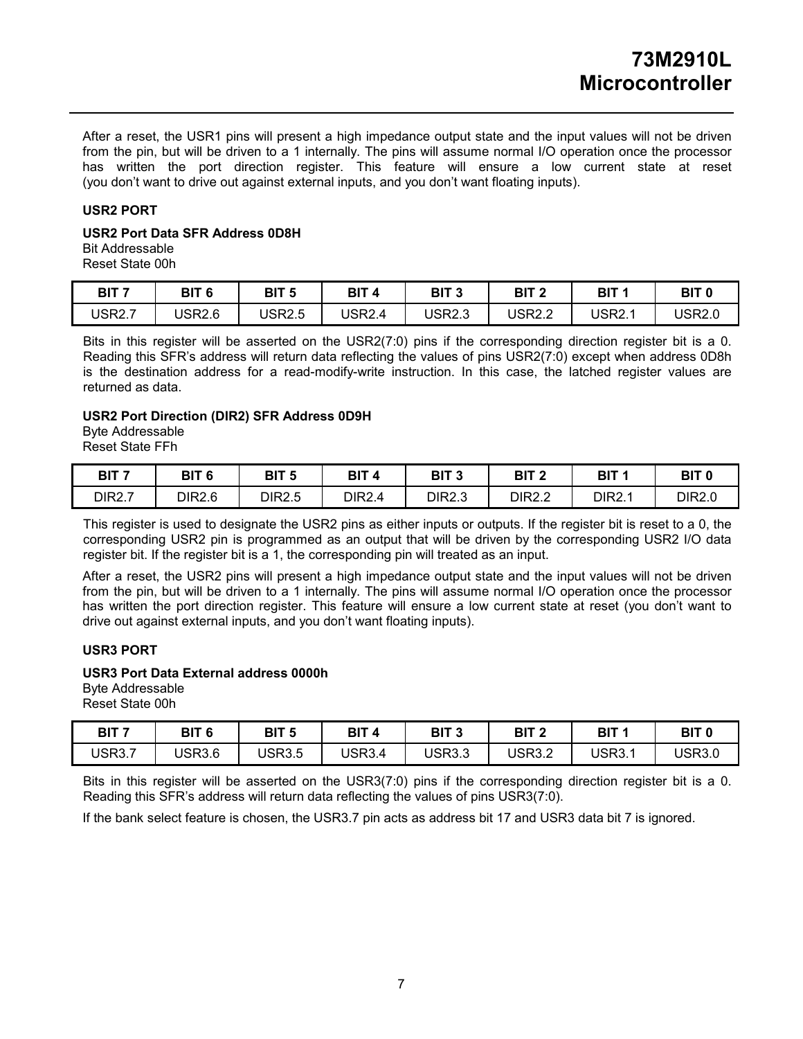After a reset, the USR1 pins will present a high impedance output state and the input values will not be driven from the pin, but will be driven to a 1 internally. The pins will assume normal I/O operation once the processor has written the port direction register. This feature will ensure a low current state at reset (you don't want to drive out against external inputs, and you don't want floating inputs).

### USR2 PORT

**USR2 Port Data SFR Address 0D8H**
Bit Addressable
Reset State 00h

| BIT 7 | BIT 6 | BIT 5 | BIT 4 | BIT 3 | BIT 2 | BIT 1 | BIT 0 |
|---|---|---|---|---|---|---|---|
| USR2.7 | USR2.6 | USR2.5 | USR2.4 | USR2.3 | USR2.2 | USR2.1 | USR2.0 |

Bits in this register will be asserted on the USR2(7:0) pins if the corresponding direction register bit is a 0. Reading this SFR's address will return data reflecting the values of pins USR2(7:0) except when address 0D8h is the destination address for a read-modify-write instruction. In this case, the latched register values are returned as data.

**USR2 Port Direction (DIR2) SFR Address 0D9H**
Byte Addressable
Reset State FFh

| BIT 7 | BIT 6 | BIT 5 | BIT 4 | BIT 3 | BIT 2 | BIT 1 | BIT 0 |
|---|---|---|---|---|---|---|---|
| DIR2.7 | DIR2.6 | DIR2.5 | DIR2.4 | DIR2.3 | DIR2.2 | DIR2.1 | DIR2.0 |

This register is used to designate the USR2 pins as either inputs or outputs. If the register bit is reset to a 0, the corresponding USR2 pin is programmed as an output that will be driven by the corresponding USR2 I/O data register bit. If the register bit is a 1, the corresponding pin will treated as an input.

After a reset, the USR2 pins will present a high impedance output state and the input values will not be driven from the pin, but will be driven to a 1 internally. The pins will assume normal I/O operation once the processor has written the port direction register. This feature will ensure a low current state at reset (you don't want to drive out against external inputs, and you don't want floating inputs).

### USR3 PORT

**USR3 Port Data External address 0000h**
Byte Addressable
Reset State 00h

| BIT 7 | BIT 6 | BIT 5 | BIT 4 | BIT 3 | BIT 2 | BIT 1 | BIT 0 |
|---|---|---|---|---|---|---|---|
| USR3.7 | USR3.6 | USR3.5 | USR3.4 | USR3.3 | USR3.2 | USR3.1 | USR3.0 |

Bits in this register will be asserted on the USR3(7:0) pins if the corresponding direction register bit is a 0. Reading this SFR's address will return data reflecting the values of pins USR3(7:0).

If the bank select feature is chosen, the USR3.7 pin acts as address bit 17 and USR3 data bit 7 is ignored.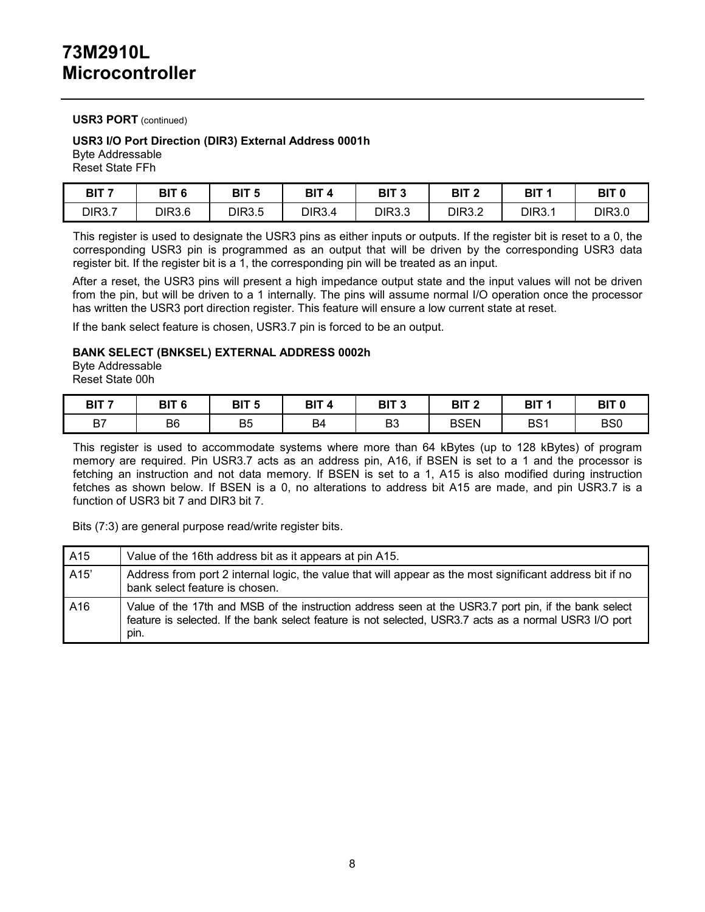**USR3 PORT** (continued)

**USR3 I/O Port Direction (DIR3) External Address 0001h**
Byte Addressable
Reset State FFh

| BIT 7 | BIT 6 | BIT 5 | BIT 4 | BIT 3 | BIT 2 | BIT 1 | BIT 0 |
|---|---|---|---|---|---|---|---|
| DIR3.7 | DIR3.6 | DIR3.5 | DIR3.4 | DIR3.3 | DIR3.2 | DIR3.1 | DIR3.0 |

This register is used to designate the USR3 pins as either inputs or outputs. If the register bit is reset to a 0, the corresponding USR3 pin is programmed as an output that will be driven by the corresponding USR3 data register bit. If the register bit is a 1, the corresponding pin will be treated as an input.

After a reset, the USR3 pins will present a high impedance output state and the input values will not be driven from the pin, but will be driven to a 1 internally. The pins will assume normal I/O operation once the processor has written the USR3 port direction register. This feature will ensure a low current state at reset.

If the bank select feature is chosen, USR3.7 pin is forced to be an output.

**BANK SELECT (BNKSEL) EXTERNAL ADDRESS 0002h**
Byte Addressable
Reset State 00h

| BIT 7 | BIT 6 | BIT 5 | BIT 4 | BIT 3 | BIT 2 | BIT 1 | BIT 0 |
|---|---|---|---|---|---|---|---|
| B7 | B6 | B5 | B4 | B3 | BSEN | BS1 | BS0 |

This register is used to accommodate systems where more than 64 kBytes (up to 128 kBytes) of program memory are required. Pin USR3.7 acts as an address pin, A16, if BSEN is set to a 1 and the processor is fetching an instruction and not data memory. If BSEN is set to a 1, A15 is also modified during instruction fetches as shown below. If BSEN is a 0, no alterations to address bit A15 are made, and pin USR3.7 is a function of USR3 bit 7 and DIR3 bit 7.

Bits (7:3) are general purpose read/write register bits.

| | |
|---|---|
| A15 | Value of the 16th address bit as it appears at pin A15. |
| A15' | Address from port 2 internal logic, the value that will appear as the most significant address bit if no bank select feature is chosen. |
| A16 | Value of the 17th and MSB of the instruction address seen at the USR3.7 port pin, if the bank select feature is selected. If the bank select feature is not selected, USR3.7 acts as a normal USR3 I/O port pin. |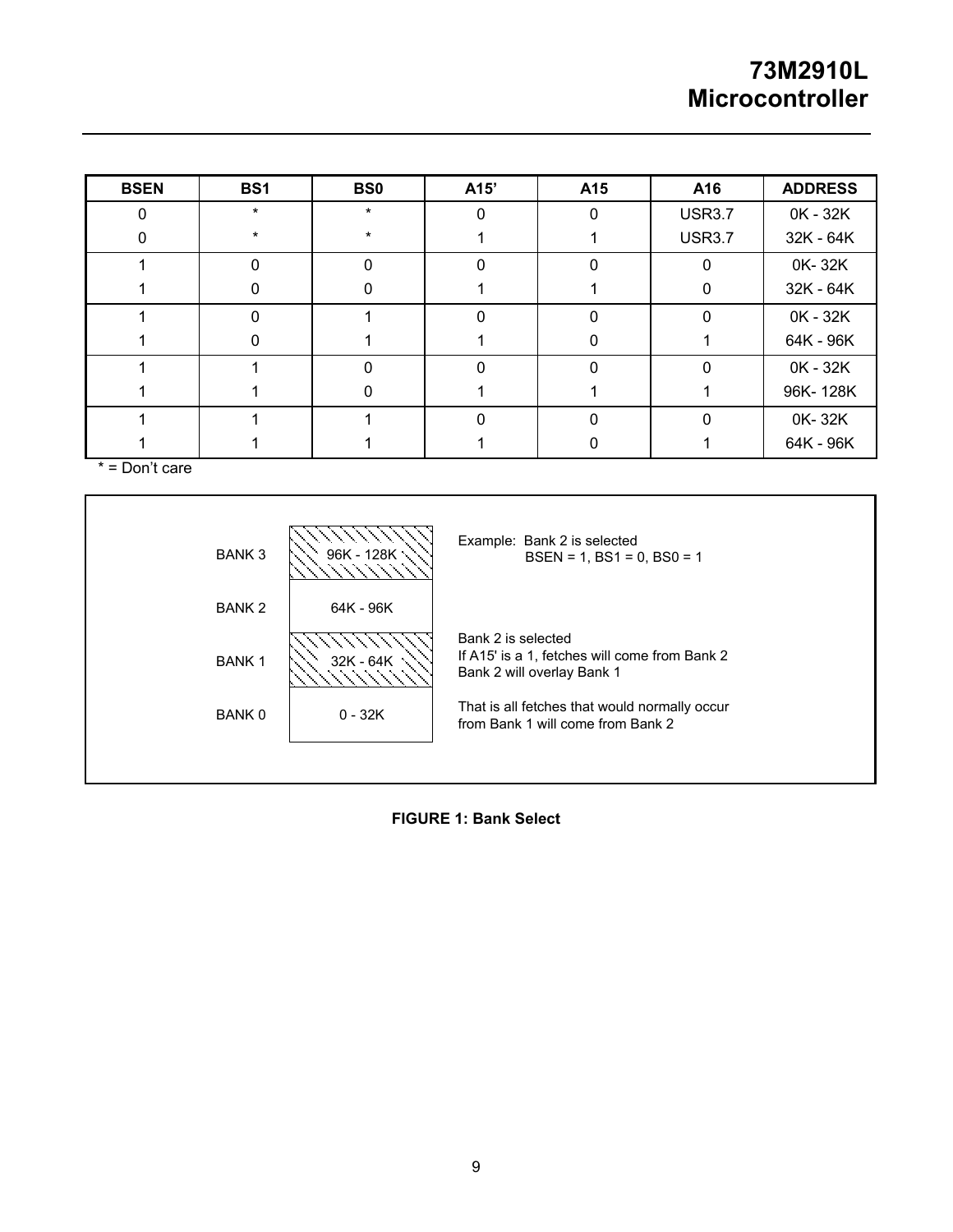| BSEN | BS1 | BS0 | A15' | A15 | A16 | ADDRESS |
|---|---|---|---|---|---|---|
| 0 | * | * | 0 | 0 | USR3.7 | 0K - 32K |
| 0 | * | * | 1 | 1 | USR3.7 | 32K - 64K |
| 1 | 0 | 0 | 0 | 0 | 0 | 0K- 32K |
| 1 | 0 | 0 | 1 | 1 | 0 | 32K - 64K |
| 1 | 0 | 1 | 0 | 0 | 0 | 0K - 32K |
| 1 | 0 | 1 | 1 | 0 | 1 | 64K - 96K |
| 1 | 1 | 0 | 0 | 0 | 0 | 0K - 32K |
| 1 | 1 | 0 | 1 | 1 | 1 | 96K- 128K |
| 1 | 1 | 1 | 0 | 0 | 0 | 0K- 32K |
| 1 | 1 | 1 | 1 | 0 | 1 | 64K - 96K |

* = Don't care

BANK 3 — 96K - 128K

BANK 2 — 64K - 96K

BANK 1 — 32K - 64K

BANK 0 — 0 - 32K

Example: Bank 2 is selected
BSEN = 1, BS1 = 0, BS0 = 1

Bank 2 is selected
If A15' is a 1, fetches will come from Bank 2
Bank 2 will overlay Bank 1

That is all fetches that would normally occur from Bank 1 will come from Bank 2

**FIGURE 1: Bank Select**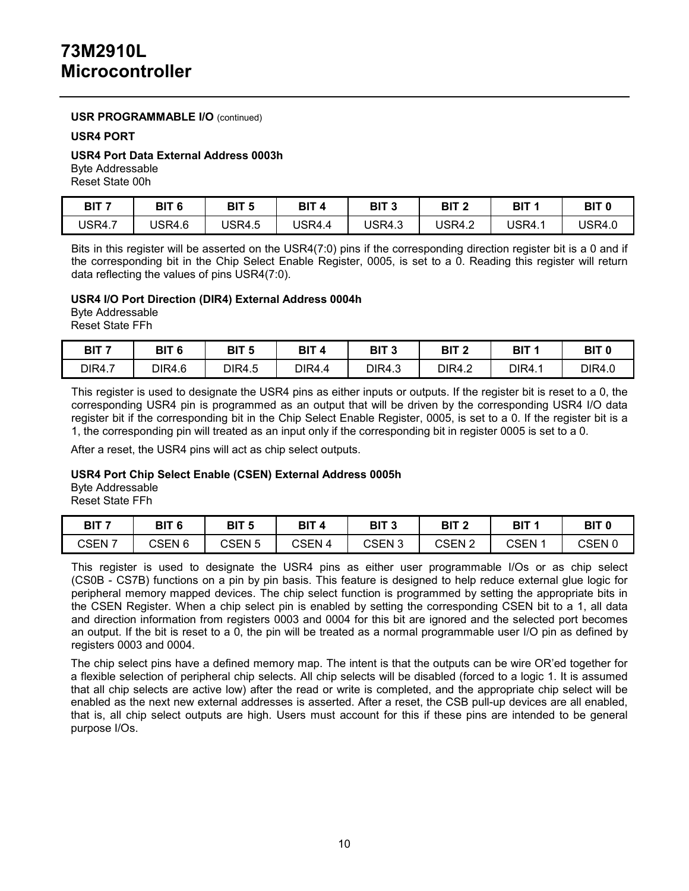**USR PROGRAMMABLE I/O** (continued)

**USR4 PORT**

**USR4 Port Data External Address 0003h**
Byte Addressable
Reset State 00h

| BIT 7 | BIT 6 | BIT 5 | BIT 4 | BIT 3 | BIT 2 | BIT 1 | BIT 0 |
|---|---|---|---|---|---|---|---|
| USR4.7 | USR4.6 | USR4.5 | USR4.4 | USR4.3 | USR4.2 | USR4.1 | USR4.0 |

Bits in this register will be asserted on the USR4(7:0) pins if the corresponding direction register bit is a 0 and if the corresponding bit in the Chip Select Enable Register, 0005, is set to a 0. Reading this register will return data reflecting the values of pins USR4(7:0).

**USR4 I/O Port Direction (DIR4) External Address 0004h**
Byte Addressable
Reset State FFh

| BIT 7 | BIT 6 | BIT 5 | BIT 4 | BIT 3 | BIT 2 | BIT 1 | BIT 0 |
|---|---|---|---|---|---|---|---|
| DIR4.7 | DIR4.6 | DIR4.5 | DIR4.4 | DIR4.3 | DIR4.2 | DIR4.1 | DIR4.0 |

This register is used to designate the USR4 pins as either inputs or outputs. If the register bit is reset to a 0, the corresponding USR4 pin is programmed as an output that will be driven by the corresponding USR4 I/O data register bit if the corresponding bit in the Chip Select Enable Register, 0005, is set to a 0. If the register bit is a 1, the corresponding pin will treated as an input only if the corresponding bit in register 0005 is set to a 0.

After a reset, the USR4 pins will act as chip select outputs.

**USR4 Port Chip Select Enable (CSEN) External Address 0005h**
Byte Addressable
Reset State FFh

| BIT 7 | BIT 6 | BIT 5 | BIT 4 | BIT 3 | BIT 2 | BIT 1 | BIT 0 |
|---|---|---|---|---|---|---|---|
| CSEN 7 | CSEN 6 | CSEN 5 | CSEN 4 | CSEN 3 | CSEN 2 | CSEN 1 | CSEN 0 |

This register is used to designate the USR4 pins as either user programmable I/Os or as chip select (CS0B - CS7B) functions on a pin by pin basis. This feature is designed to help reduce external glue logic for peripheral memory mapped devices. The chip select function is programmed by setting the appropriate bits in the CSEN Register. When a chip select pin is enabled by setting the corresponding CSEN bit to a 1, all data and direction information from registers 0003 and 0004 for this bit are ignored and the selected port becomes an output. If the bit is reset to a 0, the pin will be treated as a normal programmable user I/O pin as defined by registers 0003 and 0004.

The chip select pins have a defined memory map. The intent is that the outputs can be wire OR'ed together for a flexible selection of peripheral chip selects. All chip selects will be disabled (forced to a logic 1. It is assumed that all chip selects are active low) after the read or write is completed, and the appropriate chip select will be enabled as the next new external addresses is asserted. After a reset, the CSB pull-up devices are all enabled, that is, all chip select outputs are high. Users must account for this if these pins are intended to be general purpose I/Os.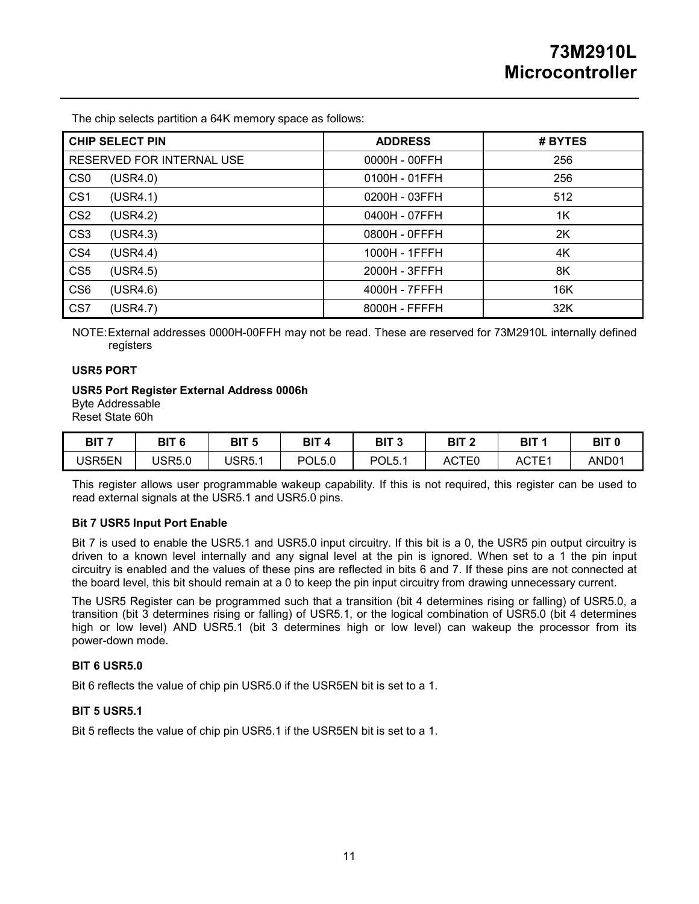The chip selects partition a 64K memory space as follows:

| CHIP SELECT PIN | ADDRESS | # BYTES |
| --- | --- | --- |
| RESERVED FOR INTERNAL USE | 0000H - 00FFH | 256 |
| CS0 (USR4.0) | 0100H - 01FFH | 256 |
| CS1 (USR4.1) | 0200H - 03FFH | 512 |
| CS2 (USR4.2) | 0400H - 07FFH | 1K |
| CS3 (USR4.3) | 0800H - 0FFFH | 2K |
| CS4 (USR4.4) | 1000H - 1FFFH | 4K |
| CS5 (USR4.5) | 2000H - 3FFFH | 8K |
| CS6 (USR4.6) | 4000H - 7FFFH | 16K |
| CS7 (USR4.7) | 8000H - FFFFH | 32K |

NOTE: External addresses 0000H-00FFH may not be read. These are reserved for 73M2910L internally defined registers

**USR5 PORT**

**USR5 Port Register External Address 0006h**
Byte Addressable
Reset State 60h

| BIT 7 | BIT 6 | BIT 5 | BIT 4 | BIT 3 | BIT 2 | BIT 1 | BIT 0 |
| --- | --- | --- | --- | --- | --- | --- | --- |
| USR5EN | USR5.0 | USR5.1 | POL5.0 | POL5.1 | ACTE0 | ACTE1 | AND01 |

This register allows user programmable wakeup capability. If this is not required, this register can be used to read external signals at the USR5.1 and USR5.0 pins.

**Bit 7 USR5 Input Port Enable**

Bit 7 is used to enable the USR5.1 and USR5.0 input circuitry. If this bit is a 0, the USR5 pin output circuitry is driven to a known level internally and any signal level at the pin is ignored. When set to a 1 the pin input circuitry is enabled and the values of these pins are reflected in bits 6 and 7. If these pins are not connected at the board level, this bit should remain at a 0 to keep the pin input circuitry from drawing unnecessary current.

The USR5 Register can be programmed such that a transition (bit 4 determines rising or falling) of USR5.0, a transition (bit 3 determines rising or falling) of USR5.1, or the logical combination of USR5.0 (bit 4 determines high or low level) AND USR5.1 (bit 3 determines high or low level) can wakeup the processor from its power-down mode.

**BIT 6 USR5.0**

Bit 6 reflects the value of chip pin USR5.0 if the USR5EN bit is set to a 1.

**BIT 5 USR5.1**

Bit 5 reflects the value of chip pin USR5.1 if the USR5EN bit is set to a 1.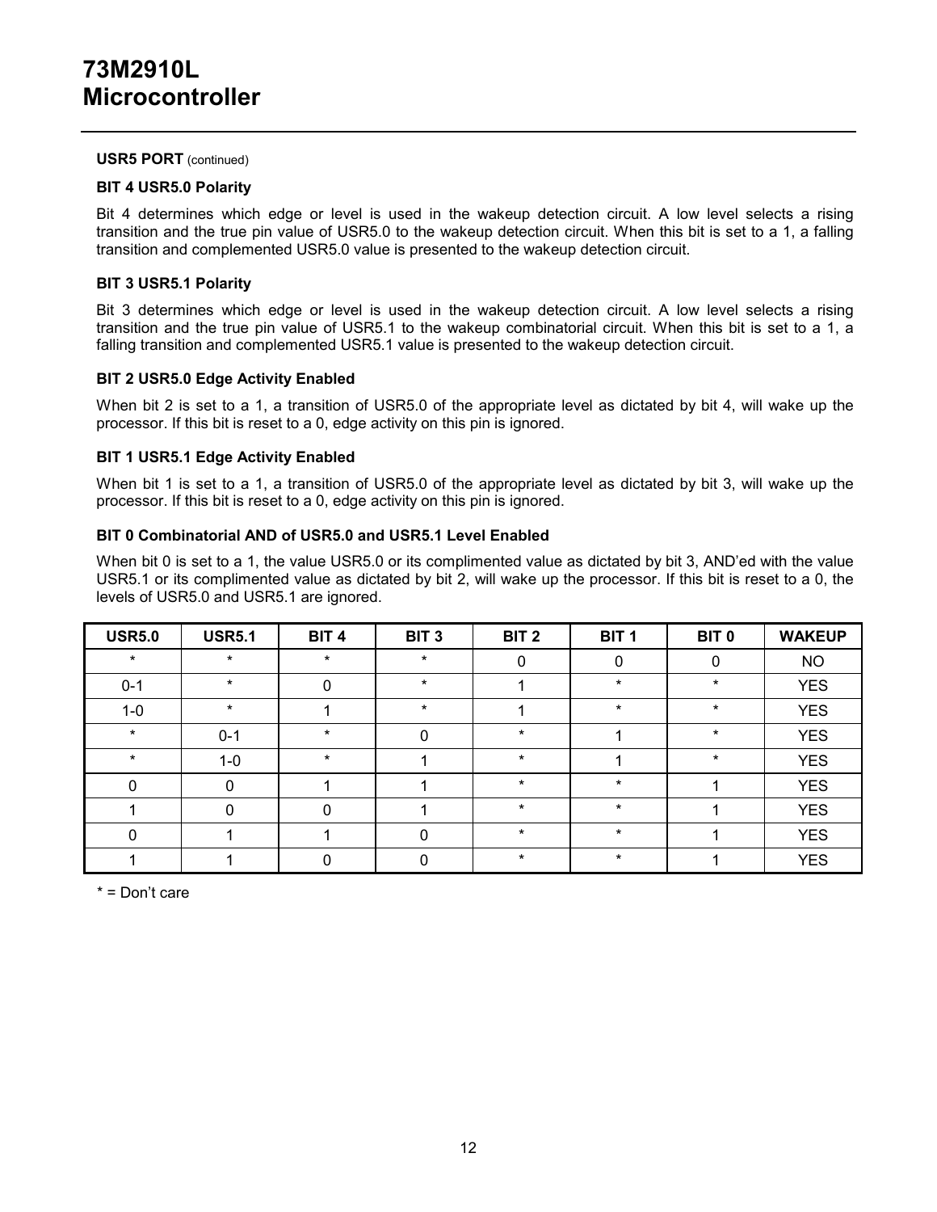**USR5 PORT** (continued)

**BIT 4 USR5.0 Polarity**

Bit 4 determines which edge or level is used in the wakeup detection circuit. A low level selects a rising transition and the true pin value of USR5.0 to the wakeup detection circuit. When this bit is set to a 1, a falling transition and complemented USR5.0 value is presented to the wakeup detection circuit.

**BIT 3 USR5.1 Polarity**

Bit 3 determines which edge or level is used in the wakeup detection circuit. A low level selects a rising transition and the true pin value of USR5.1 to the wakeup combinatorial circuit. When this bit is set to a 1, a falling transition and complemented USR5.1 value is presented to the wakeup detection circuit.

**BIT 2 USR5.0 Edge Activity Enabled**

When bit 2 is set to a 1, a transition of USR5.0 of the appropriate level as dictated by bit 4, will wake up the processor. If this bit is reset to a 0, edge activity on this pin is ignored.

**BIT 1 USR5.1 Edge Activity Enabled**

When bit 1 is set to a 1, a transition of USR5.0 of the appropriate level as dictated by bit 3, will wake up the processor. If this bit is reset to a 0, edge activity on this pin is ignored.

**BIT 0 Combinatorial AND of USR5.0 and USR5.1 Level Enabled**

When bit 0 is set to a 1, the value USR5.0 or its complimented value as dictated by bit 3, AND'ed with the value USR5.1 or its complimented value as dictated by bit 2, will wake up the processor. If this bit is reset to a 0, the levels of USR5.0 and USR5.1 are ignored.

| USR5.0 | USR5.1 | BIT 4 | BIT 3 | BIT 2 | BIT 1 | BIT 0 | WAKEUP |
|---|---|---|---|---|---|---|---|
| * | * | * | * | 0 | 0 | 0 | NO |
| 0-1 | * | 0 | * | 1 | * | * | YES |
| 1-0 | * | 1 | * | 1 | * | * | YES |
| * | 0-1 | * | 0 | * | 1 | * | YES |
| * | 1-0 | * | 1 | * | 1 | * | YES |
| 0 | 0 | 1 | 1 | * | * | 1 | YES |
| 1 | 0 | 0 | 1 | * | * | 1 | YES |
| 0 | 1 | 1 | 0 | * | * | 1 | YES |
| 1 | 1 | 0 | 0 | * | * | 1 | YES |

* = Don't care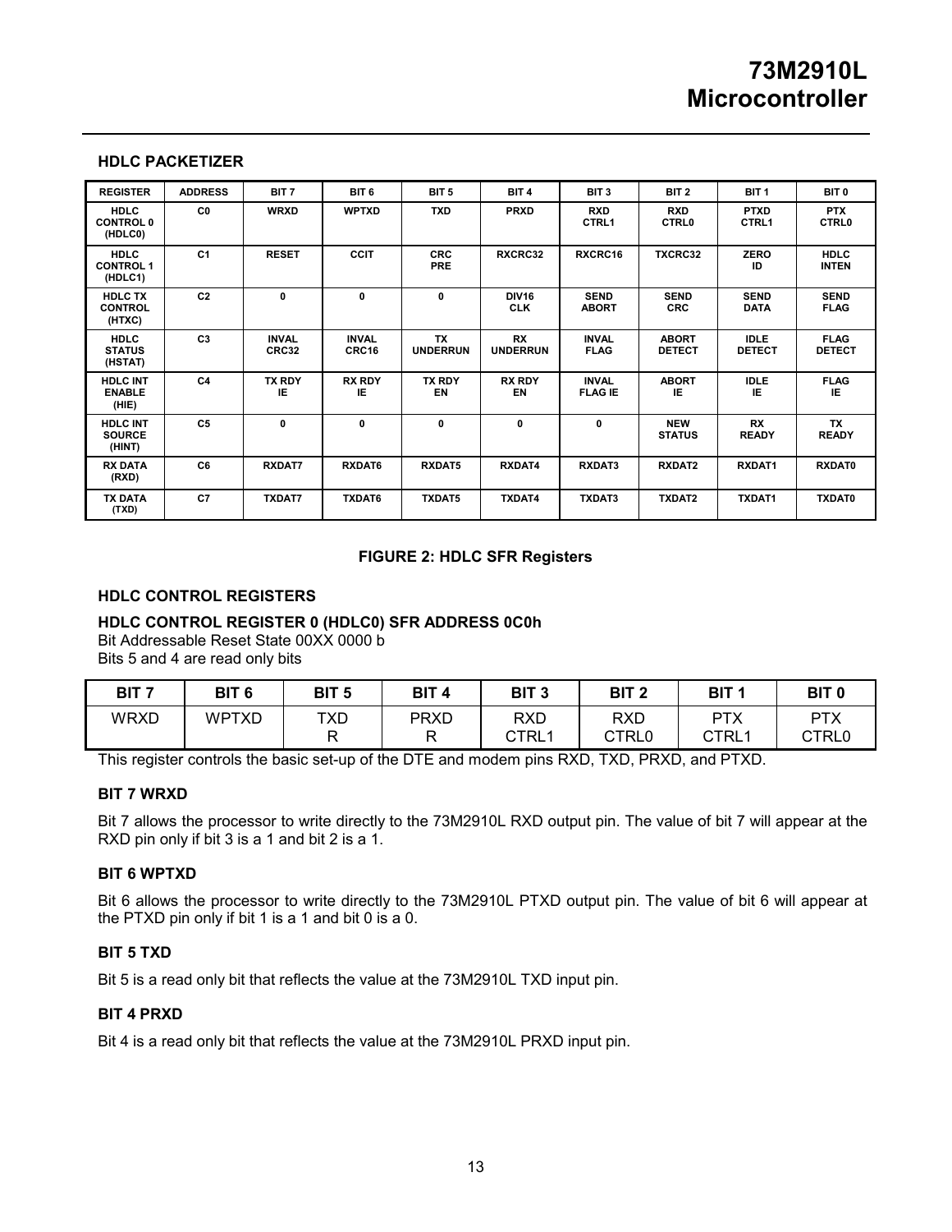## HDLC PACKETIZER

| REGISTER | ADDRESS | BIT 7 | BIT 6 | BIT 5 | BIT 4 | BIT 3 | BIT 2 | BIT 1 | BIT 0 |
|---|---|---|---|---|---|---|---|---|---|
| HDLC CONTROL 0 (HDLC0) | C0 | WRXD | WPTXD | TXD | PRXD | RXD CTRL1 | RXD CTRL0 | PTXD CTRL1 | PTX CTRL0 |
| HDLC CONTROL 1 (HDLC1) | C1 | RESET | CCIT | CRC PRE | RXCRC32 | RXCRC16 | TXCRC32 | ZERO ID | HDLC INTEN |
| HDLC TX CONTROL (HTXC) | C2 | 0 | 0 | 0 | DIV16 CLK | SEND ABORT | SEND CRC | SEND DATA | SEND FLAG |
| HDLC STATUS (HSTAT) | C3 | INVAL CRC32 | INVAL CRC16 | TX UNDERRUN | RX UNDERRUN | INVAL FLAG | ABORT DETECT | IDLE DETECT | FLAG DETECT |
| HDLC INT ENABLE (HIE) | C4 | TX RDY IE | RX RDY IE | TX RDY EN | RX RDY EN | INVAL FLAG IE | ABORT IE | IDLE IE | FLAG IE |
| HDLC INT SOURCE (HINT) | C5 | 0 | 0 | 0 | 0 | 0 | NEW STATUS | RX READY | TX READY |
| RX DATA (RXD) | C6 | RXDAT7 | RXDAT6 | RXDAT5 | RXDAT4 | RXDAT3 | RXDAT2 | RXDAT1 | RXDAT0 |
| TX DATA (TXD) | C7 | TXDAT7 | TXDAT6 | TXDAT5 | TXDAT4 | TXDAT3 | TXDAT2 | TXDAT1 | TXDAT0 |

**FIGURE 2: HDLC SFR Registers**

## HDLC CONTROL REGISTERS

### HDLC CONTROL REGISTER 0 (HDLC0) SFR ADDRESS 0C0h

Bit Addressable Reset State 00XX 0000 b
Bits 5 and 4 are read only bits

| BIT 7 | BIT 6 | BIT 5 | BIT 4 | BIT 3 | BIT 2 | BIT 1 | BIT 0 |
|---|---|---|---|---|---|---|---|
| WRXD | WPTXD | TXD R | PRXD R | RXD CTRL1 | RXD CTRL0 | PTX CTRL1 | PTX CTRL0 |

This register controls the basic set-up of the DTE and modem pins RXD, TXD, PRXD, and PTXD.

#### BIT 7 WRXD

Bit 7 allows the processor to write directly to the 73M2910L RXD output pin. The value of bit 7 will appear at the RXD pin only if bit 3 is a 1 and bit 2 is a 1.

#### BIT 6 WPTXD

Bit 6 allows the processor to write directly to the 73M2910L PTXD output pin. The value of bit 6 will appear at the PTXD pin only if bit 1 is a 1 and bit 0 is a 0.

#### BIT 5 TXD

Bit 5 is a read only bit that reflects the value at the 73M2910L TXD input pin.

#### BIT 4 PRXD

Bit 4 is a read only bit that reflects the value at the 73M2910L PRXD input pin.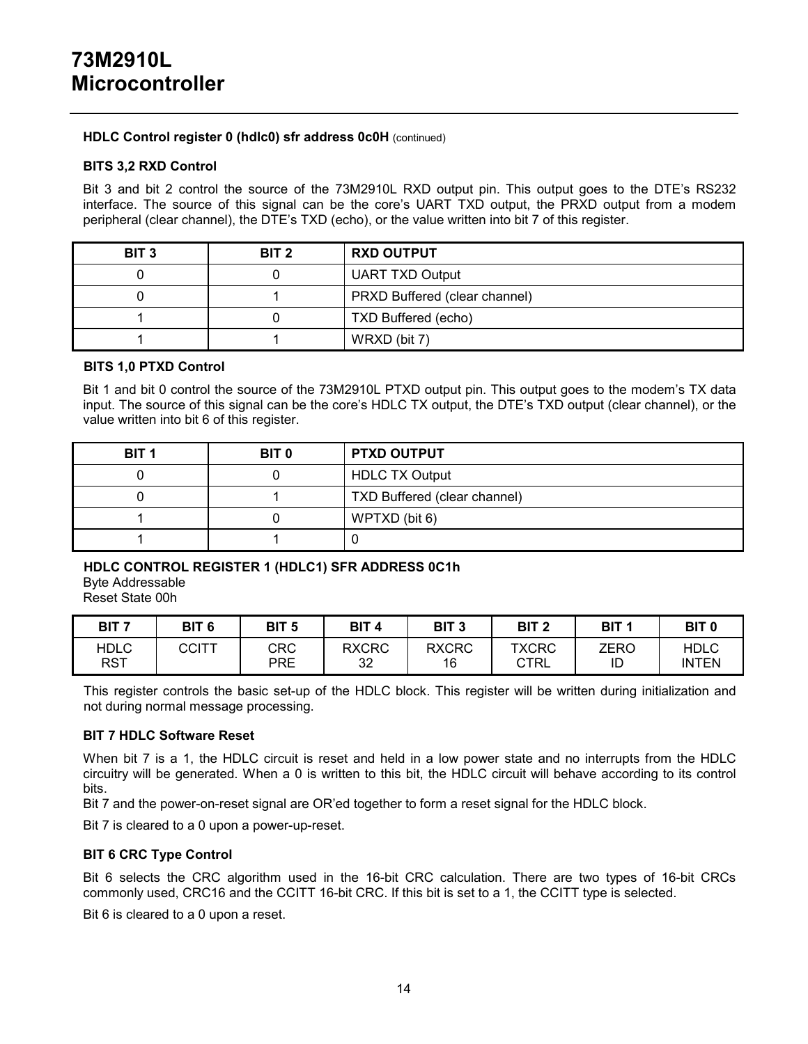**HDLC Control register 0 (hdlc0) sfr address 0c0H** (continued)

**BITS 3,2 RXD Control**

Bit 3 and bit 2 control the source of the 73M2910L RXD output pin. This output goes to the DTE's RS232 interface. The source of this signal can be the core's UART TXD output, the PRXD output from a modem peripheral (clear channel), the DTE's TXD (echo), or the value written into bit 7 of this register.

| BIT 3 | BIT 2 | RXD OUTPUT |
|---|---|---|
| 0 | 0 | UART TXD Output |
| 0 | 1 | PRXD Buffered (clear channel) |
| 1 | 0 | TXD Buffered (echo) |
| 1 | 1 | WRXD (bit 7) |

**BITS 1,0 PTXD Control**

Bit 1 and bit 0 control the source of the 73M2910L PTXD output pin. This output goes to the modem's TX data input. The source of this signal can be the core's HDLC TX output, the DTE's TXD output (clear channel), or the value written into bit 6 of this register.

| BIT 1 | BIT 0 | PTXD OUTPUT |
|---|---|---|
| 0 | 0 | HDLC TX Output |
| 0 | 1 | TXD Buffered (clear channel) |
| 1 | 0 | WPTXD (bit 6) |
| 1 | 1 | 0 |

**HDLC CONTROL REGISTER 1 (HDLC1) SFR ADDRESS 0C1h**
Byte Addressable
Reset State 00h

| BIT 7 | BIT 6 | BIT 5 | BIT 4 | BIT 3 | BIT 2 | BIT 1 | BIT 0 |
|---|---|---|---|---|---|---|---|
| HDLC RST | CCITT | CRC PRE | RXCRC 32 | RXCRC 16 | TXCRC CTRL | ZERO ID | HDLC INTEN |

This register controls the basic set-up of the HDLC block. This register will be written during initialization and not during normal message processing.

**BIT 7 HDLC Software Reset**

When bit 7 is a 1, the HDLC circuit is reset and held in a low power state and no interrupts from the HDLC circuitry will be generated. When a 0 is written to this bit, the HDLC circuit will behave according to its control bits.
Bit 7 and the power-on-reset signal are OR'ed together to form a reset signal for the HDLC block.

Bit 7 is cleared to a 0 upon a power-up-reset.

**BIT 6 CRC Type Control**

Bit 6 selects the CRC algorithm used in the 16-bit CRC calculation. There are two types of 16-bit CRCs commonly used, CRC16 and the CCITT 16-bit CRC. If this bit is set to a 1, the CCITT type is selected.

Bit 6 is cleared to a 0 upon a reset.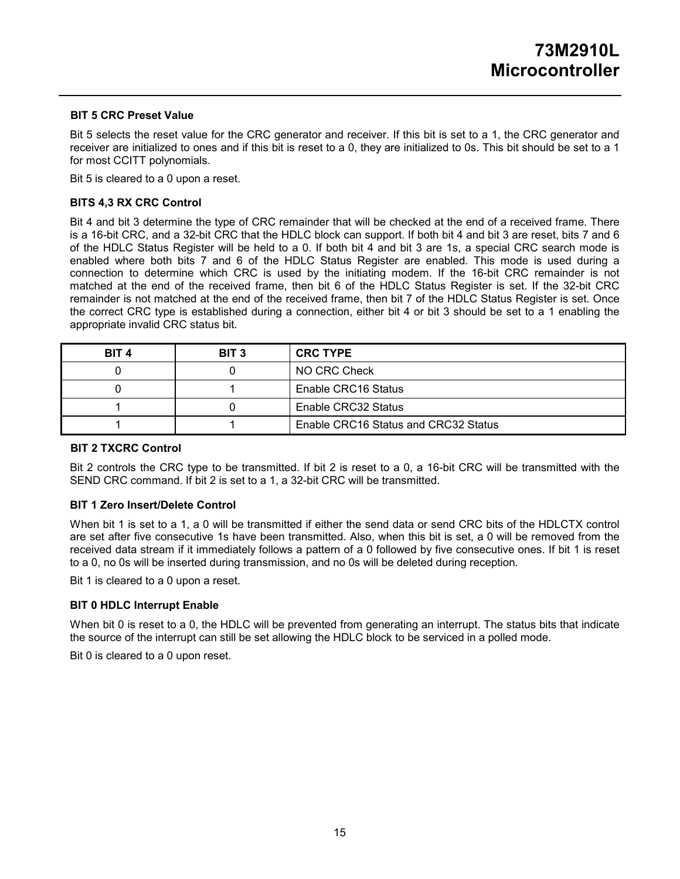### BIT 5 CRC Preset Value

Bit 5 selects the reset value for the CRC generator and receiver. If this bit is set to a 1, the CRC generator and receiver are initialized to ones and if this bit is reset to a 0, they are initialized to 0s. This bit should be set to a 1 for most CCITT polynomials.

Bit 5 is cleared to a 0 upon a reset.

### BITS 4,3 RX CRC Control

Bit 4 and bit 3 determine the type of CRC remainder that will be checked at the end of a received frame. There is a 16-bit CRC, and a 32-bit CRC that the HDLC block can support. If both bit 4 and bit 3 are reset, bits 7 and 6 of the HDLC Status Register will be held to a 0. If both bit 4 and bit 3 are 1s, a special CRC search mode is enabled where both bits 7 and 6 of the HDLC Status Register are enabled. This mode is used during a connection to determine which CRC is used by the initiating modem. If the 16-bit CRC remainder is not matched at the end of the received frame, then bit 6 of the HDLC Status Register is set. If the 32-bit CRC remainder is not matched at the end of the received frame, then bit 7 of the HDLC Status Register is set. Once the correct CRC type is established during a connection, either bit 4 or bit 3 should be set to a 1 enabling the appropriate invalid CRC status bit.

| BIT 4 | BIT 3 | CRC TYPE |
|---|---|---|
| 0 | 0 | NO CRC Check |
| 0 | 1 | Enable CRC16 Status |
| 1 | 0 | Enable CRC32 Status |
| 1 | 1 | Enable CRC16 Status and CRC32 Status |

### BIT 2 TXCRC Control

Bit 2 controls the CRC type to be transmitted. If bit 2 is reset to a 0, a 16-bit CRC will be transmitted with the SEND CRC command. If bit 2 is set to a 1, a 32-bit CRC will be transmitted.

### BIT 1 Zero Insert/Delete Control

When bit 1 is set to a 1, a 0 will be transmitted if either the send data or send CRC bits of the HDLCTX control are set after five consecutive 1s have been transmitted. Also, when this bit is set, a 0 will be removed from the received data stream if it immediately follows a pattern of a 0 followed by five consecutive ones. If bit 1 is reset to a 0, no 0s will be inserted during transmission, and no 0s will be deleted during reception.

Bit 1 is cleared to a 0 upon a reset.

### BIT 0 HDLC Interrupt Enable

When bit 0 is reset to a 0, the HDLC will be prevented from generating an interrupt. The status bits that indicate the source of the interrupt can still be set allowing the HDLC block to be serviced in a polled mode.

Bit 0 is cleared to a 0 upon reset.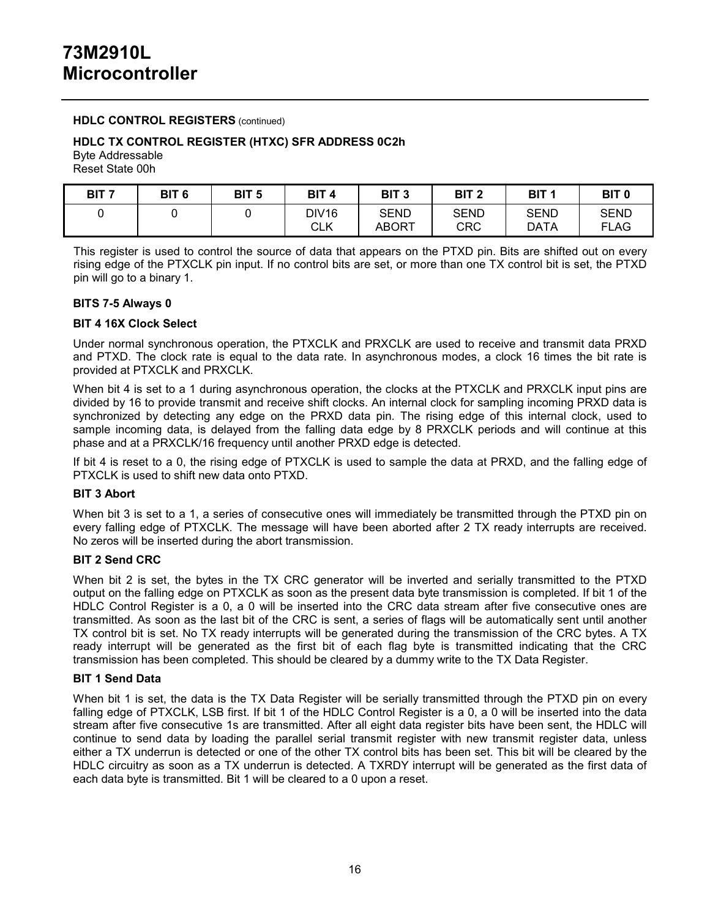**HDLC CONTROL REGISTERS** (continued)

**HDLC TX CONTROL REGISTER (HTXC) SFR ADDRESS 0C2h**
Byte Addressable
Reset State 00h

| BIT 7 | BIT 6 | BIT 5 | BIT 4 | BIT 3 | BIT 2 | BIT 1 | BIT 0 |
|---|---|---|---|---|---|---|---|
| 0 | 0 | 0 | DIV16 CLK | SEND ABORT | SEND CRC | SEND DATA | SEND FLAG |

This register is used to control the source of data that appears on the PTXD pin. Bits are shifted out on every rising edge of the PTXCLK pin input. If no control bits are set, or more than one TX control bit is set, the PTXD pin will go to a binary 1.

**BITS 7-5 Always 0**

**BIT 4 16X Clock Select**

Under normal synchronous operation, the PTXCLK and PRXCLK are used to receive and transmit data PRXD and PTXD. The clock rate is equal to the data rate. In asynchronous modes, a clock 16 times the bit rate is provided at PTXCLK and PRXCLK.

When bit 4 is set to a 1 during asynchronous operation, the clocks at the PTXCLK and PRXCLK input pins are divided by 16 to provide transmit and receive shift clocks. An internal clock for sampling incoming PRXD data is synchronized by detecting any edge on the PRXD data pin. The rising edge of this internal clock, used to sample incoming data, is delayed from the falling data edge by 8 PRXCLK periods and will continue at this phase and at a PRXCLK/16 frequency until another PRXD edge is detected.

If bit 4 is reset to a 0, the rising edge of PTXCLK is used to sample the data at PRXD, and the falling edge of PTXCLK is used to shift new data onto PTXD.

**BIT 3 Abort**

When bit 3 is set to a 1, a series of consecutive ones will immediately be transmitted through the PTXD pin on every falling edge of PTXCLK. The message will have been aborted after 2 TX ready interrupts are received. No zeros will be inserted during the abort transmission.

**BIT 2 Send CRC**

When bit 2 is set, the bytes in the TX CRC generator will be inverted and serially transmitted to the PTXD output on the falling edge on PTXCLK as soon as the present data byte transmission is completed. If bit 1 of the HDLC Control Register is a 0, a 0 will be inserted into the CRC data stream after five consecutive ones are transmitted. As soon as the last bit of the CRC is sent, a series of flags will be automatically sent until another TX control bit is set. No TX ready interrupts will be generated during the transmission of the CRC bytes. A TX ready interrupt will be generated as the first bit of each flag byte is transmitted indicating that the CRC transmission has been completed. This should be cleared by a dummy write to the TX Data Register.

**BIT 1 Send Data**

When bit 1 is set, the data is the TX Data Register will be serially transmitted through the PTXD pin on every falling edge of PTXCLK, LSB first. If bit 1 of the HDLC Control Register is a 0, a 0 will be inserted into the data stream after five consecutive 1s are transmitted. After all eight data register bits have been sent, the HDLC will continue to send data by loading the parallel serial transmit register with new transmit register data, unless either a TX underrun is detected or one of the other TX control bits has been set. This bit will be cleared by the HDLC circuitry as soon as a TX underrun is detected. A TXRDY interrupt will be generated as the first data of each data byte is transmitted. Bit 1 will be cleared to a 0 upon a reset.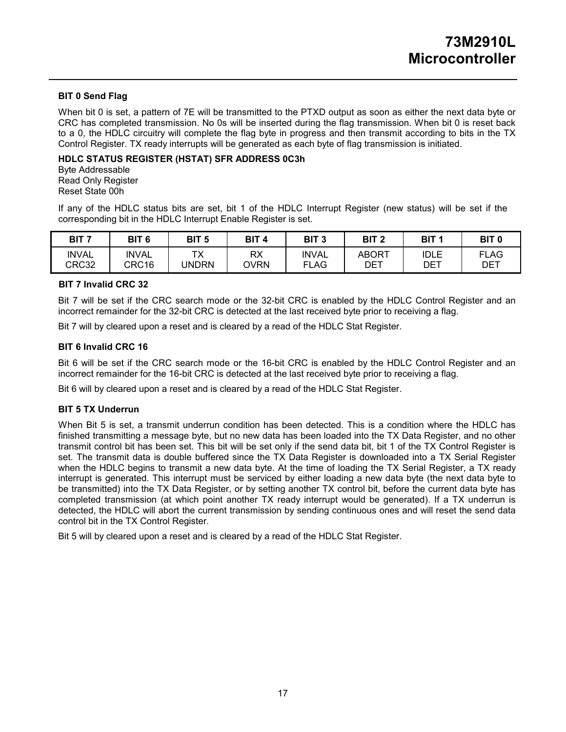### BIT 0 Send Flag

When bit 0 is set, a pattern of 7E will be transmitted to the PTXD output as soon as either the next data byte or CRC has completed transmission. No 0s will be inserted during the flag transmission. When bit 0 is reset back to a 0, the HDLC circuitry will complete the flag byte in progress and then transmit according to bits in the TX Control Register. TX ready interrupts will be generated as each byte of flag transmission is initiated.

### HDLC STATUS REGISTER (HSTAT) SFR ADDRESS 0C3h

Byte Addressable
Read Only Register
Reset State 00h

If any of the HDLC status bits are set, bit 1 of the HDLC Interrupt Register (new status) will be set if the corresponding bit in the HDLC Interrupt Enable Register is set.

| BIT 7 | BIT 6 | BIT 5 | BIT 4 | BIT 3 | BIT 2 | BIT 1 | BIT 0 |
|---|---|---|---|---|---|---|---|
| INVAL CRC32 | INVAL CRC16 | TX UNDRN | RX OVRN | INVAL FLAG | ABORT DET | IDLE DET | FLAG DET |

### BIT 7 Invalid CRC 32

Bit 7 will be set if the CRC search mode or the 32-bit CRC is enabled by the HDLC Control Register and an incorrect remainder for the 32-bit CRC is detected at the last received byte prior to receiving a flag.

Bit 7 will by cleared upon a reset and is cleared by a read of the HDLC Stat Register.

### BIT 6 Invalid CRC 16

Bit 6 will be set if the CRC search mode or the 16-bit CRC is enabled by the HDLC Control Register and an incorrect remainder for the 16-bit CRC is detected at the last received byte prior to receiving a flag.

Bit 6 will by cleared upon a reset and is cleared by a read of the HDLC Stat Register.

### BIT 5 TX Underrun

When Bit 5 is set, a transmit underrun condition has been detected. This is a condition where the HDLC has finished transmitting a message byte, but no new data has been loaded into the TX Data Register, and no other transmit control bit has been set. This bit will be set only if the send data bit, bit 1 of the TX Control Register is set. The transmit data is double buffered since the TX Data Register is downloaded into a TX Serial Register when the HDLC begins to transmit a new data byte. At the time of loading the TX Serial Register, a TX ready interrupt is generated. This interrupt must be serviced by either loading a new data byte (the next data byte to be transmitted) into the TX Data Register, or by setting another TX control bit, before the current data byte has completed transmission (at which point another TX ready interrupt would be generated). If a TX underrun is detected, the HDLC will abort the current transmission by sending continuous ones and will reset the send data control bit in the TX Control Register.

Bit 5 will by cleared upon a reset and is cleared by a read of the HDLC Stat Register.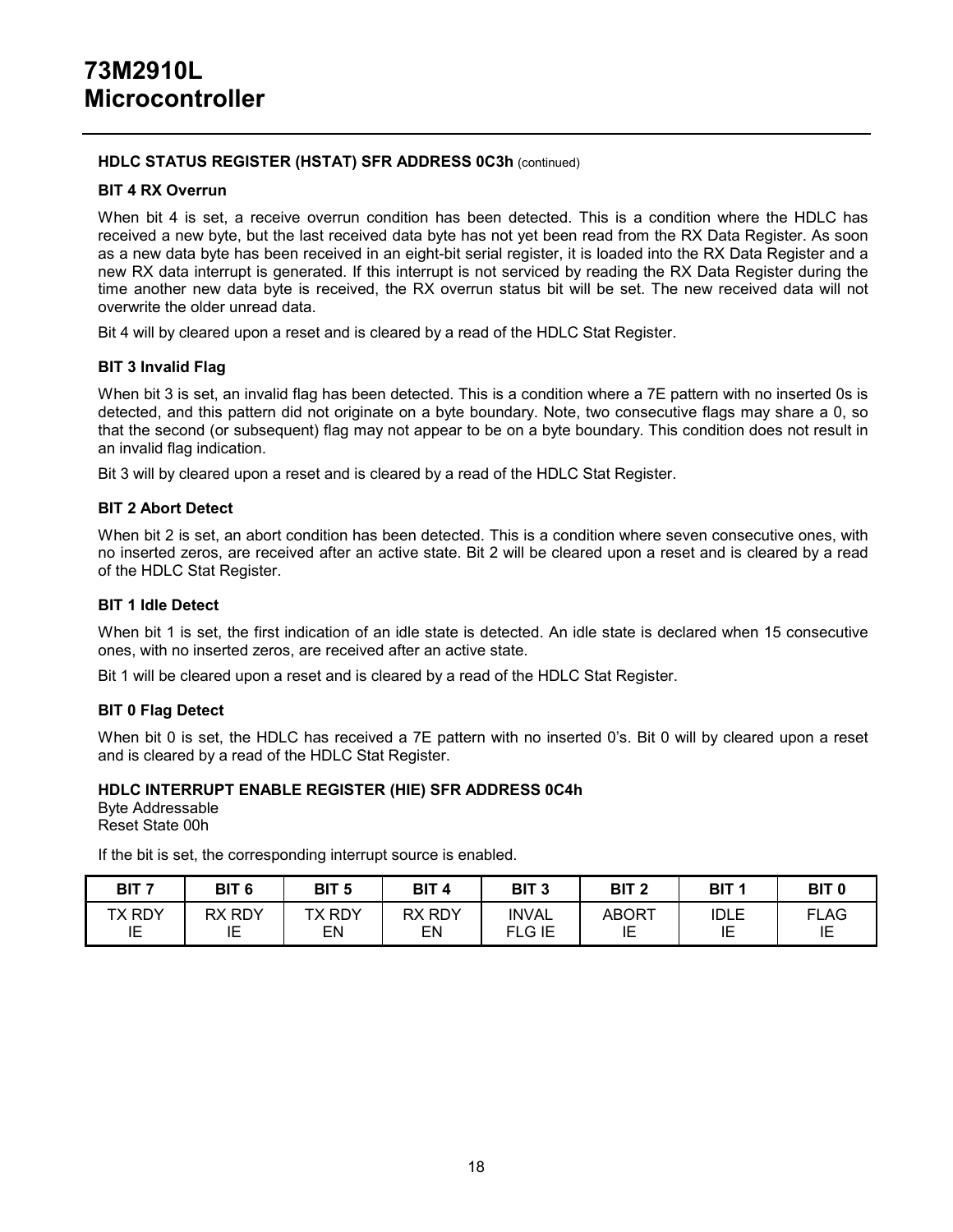#### HDLC STATUS REGISTER (HSTAT) SFR ADDRESS 0C3h (continued)

**BIT 4 RX Overrun**

When bit 4 is set, a receive overrun condition has been detected. This is a condition where the HDLC has received a new byte, but the last received data byte has not yet been read from the RX Data Register. As soon as a new data byte has been received in an eight-bit serial register, it is loaded into the RX Data Register and a new RX data interrupt is generated. If this interrupt is not serviced by reading the RX Data Register during the time another new data byte is received, the RX overrun status bit will be set. The new received data will not overwrite the older unread data.

Bit 4 will by cleared upon a reset and is cleared by a read of the HDLC Stat Register.

**BIT 3 Invalid Flag**

When bit 3 is set, an invalid flag has been detected. This is a condition where a 7E pattern with no inserted 0s is detected, and this pattern did not originate on a byte boundary. Note, two consecutive flags may share a 0, so that the second (or subsequent) flag may not appear to be on a byte boundary. This condition does not result in an invalid flag indication.

Bit 3 will by cleared upon a reset and is cleared by a read of the HDLC Stat Register.

**BIT 2 Abort Detect**

When bit 2 is set, an abort condition has been detected. This is a condition where seven consecutive ones, with no inserted zeros, are received after an active state. Bit 2 will be cleared upon a reset and is cleared by a read of the HDLC Stat Register.

**BIT 1 Idle Detect**

When bit 1 is set, the first indication of an idle state is detected. An idle state is declared when 15 consecutive ones, with no inserted zeros, are received after an active state.

Bit 1 will be cleared upon a reset and is cleared by a read of the HDLC Stat Register.

**BIT 0 Flag Detect**

When bit 0 is set, the HDLC has received a 7E pattern with no inserted 0's. Bit 0 will by cleared upon a reset and is cleared by a read of the HDLC Stat Register.

#### HDLC INTERRUPT ENABLE REGISTER (HIE) SFR ADDRESS 0C4h

Byte Addressable
Reset State 00h

If the bit is set, the corresponding interrupt source is enabled.

| BIT 7 | BIT 6 | BIT 5 | BIT 4 | BIT 3 | BIT 2 | BIT 1 | BIT 0 |
|---|---|---|---|---|---|---|---|
| TX RDY IE | RX RDY IE | TX RDY EN | RX RDY EN | INVAL FLG IE | ABORT IE | IDLE IE | FLAG IE |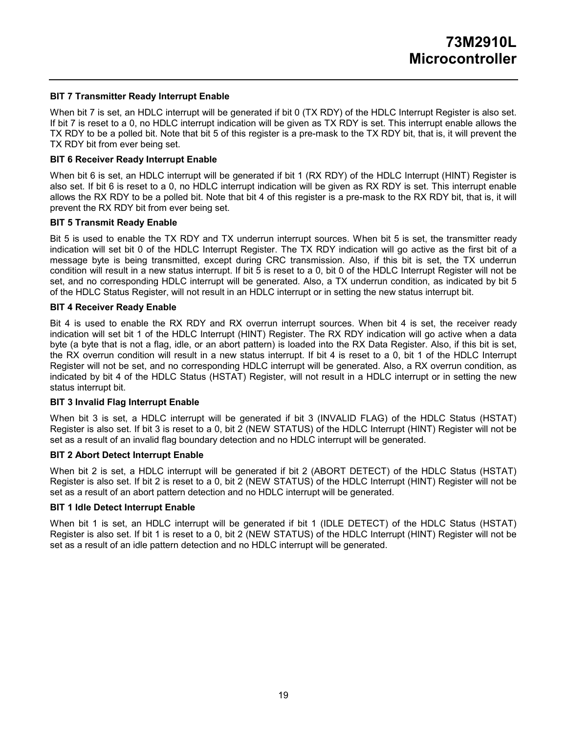**BIT 7 Transmitter Ready Interrupt Enable**

When bit 7 is set, an HDLC interrupt will be generated if bit 0 (TX RDY) of the HDLC Interrupt Register is also set. If bit 7 is reset to a 0, no HDLC interrupt indication will be given as TX RDY is set. This interrupt enable allows the TX RDY to be a polled bit. Note that bit 5 of this register is a pre-mask to the TX RDY bit, that is, it will prevent the TX RDY bit from ever being set.

**BIT 6 Receiver Ready Interrupt Enable**

When bit 6 is set, an HDLC interrupt will be generated if bit 1 (RX RDY) of the HDLC Interrupt (HINT) Register is also set. If bit 6 is reset to a 0, no HDLC interrupt indication will be given as RX RDY is set. This interrupt enable allows the RX RDY to be a polled bit. Note that bit 4 of this register is a pre-mask to the RX RDY bit, that is, it will prevent the RX RDY bit from ever being set.

**BIT 5 Transmit Ready Enable**

Bit 5 is used to enable the TX RDY and TX underrun interrupt sources. When bit 5 is set, the transmitter ready indication will set bit 0 of the HDLC Interrupt Register. The TX RDY indication will go active as the first bit of a message byte is being transmitted, except during CRC transmission. Also, if this bit is set, the TX underrun condition will result in a new status interrupt. If bit 5 is reset to a 0, bit 0 of the HDLC Interrupt Register will not be set, and no corresponding HDLC interrupt will be generated. Also, a TX underrun condition, as indicated by bit 5 of the HDLC Status Register, will not result in an HDLC interrupt or in setting the new status interrupt bit.

**BIT 4 Receiver Ready Enable**

Bit 4 is used to enable the RX RDY and RX overrun interrupt sources. When bit 4 is set, the receiver ready indication will set bit 1 of the HDLC Interrupt (HINT) Register. The RX RDY indication will go active when a data byte (a byte that is not a flag, idle, or an abort pattern) is loaded into the RX Data Register. Also, if this bit is set, the RX overrun condition will result in a new status interrupt. If bit 4 is reset to a 0, bit 1 of the HDLC Interrupt Register will not be set, and no corresponding HDLC interrupt will be generated. Also, a RX overrun condition, as indicated by bit 4 of the HDLC Status (HSTAT) Register, will not result in a HDLC interrupt or in setting the new status interrupt bit.

**BIT 3 Invalid Flag Interrupt Enable**

When bit 3 is set, a HDLC interrupt will be generated if bit 3 (INVALID FLAG) of the HDLC Status (HSTAT) Register is also set. If bit 3 is reset to a 0, bit 2 (NEW STATUS) of the HDLC Interrupt (HINT) Register will not be set as a result of an invalid flag boundary detection and no HDLC interrupt will be generated.

**BIT 2 Abort Detect Interrupt Enable**

When bit 2 is set, a HDLC interrupt will be generated if bit 2 (ABORT DETECT) of the HDLC Status (HSTAT) Register is also set. If bit 2 is reset to a 0, bit 2 (NEW STATUS) of the HDLC Interrupt (HINT) Register will not be set as a result of an abort pattern detection and no HDLC interrupt will be generated.

**BIT 1 Idle Detect Interrupt Enable**

When bit 1 is set, an HDLC interrupt will be generated if bit 1 (IDLE DETECT) of the HDLC Status (HSTAT) Register is also set. If bit 1 is reset to a 0, bit 2 (NEW STATUS) of the HDLC Interrupt (HINT) Register will not be set as a result of an idle pattern detection and no HDLC interrupt will be generated.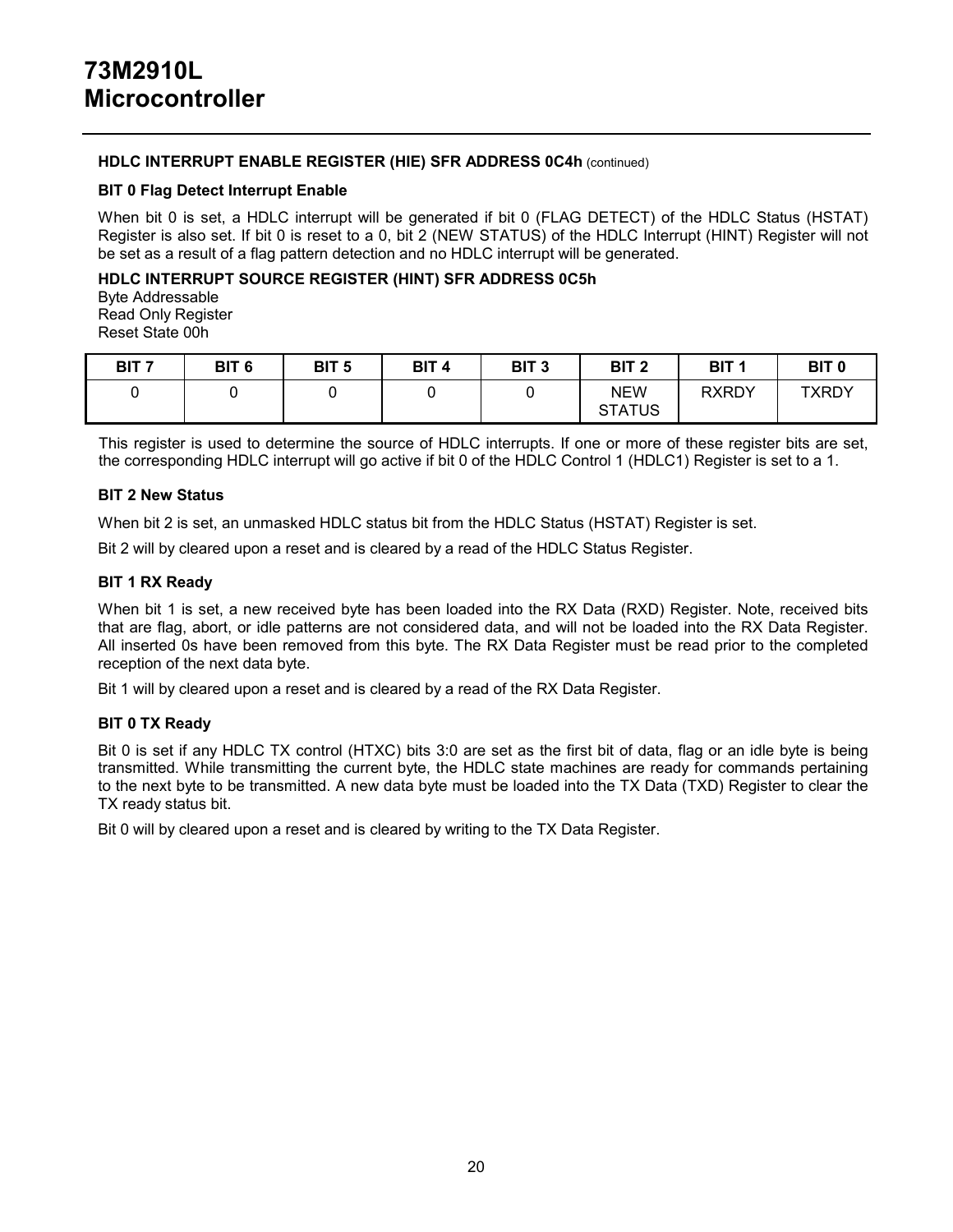#### HDLC INTERRUPT ENABLE REGISTER (HIE) SFR ADDRESS 0C4h (continued)

#### BIT 0 Flag Detect Interrupt Enable

When bit 0 is set, a HDLC interrupt will be generated if bit 0 (FLAG DETECT) of the HDLC Status (HSTAT) Register is also set. If bit 0 is reset to a 0, bit 2 (NEW STATUS) of the HDLC Interrupt (HINT) Register will not be set as a result of a flag pattern detection and no HDLC interrupt will be generated.

#### HDLC INTERRUPT SOURCE REGISTER (HINT) SFR ADDRESS 0C5h

Byte Addressable
Read Only Register
Reset State 00h

| BIT 7 | BIT 6 | BIT 5 | BIT 4 | BIT 3 | BIT 2 | BIT 1 | BIT 0 |
|---|---|---|---|---|---|---|---|
| 0 | 0 | 0 | 0 | 0 | NEW STATUS | RXRDY | TXRDY |

This register is used to determine the source of HDLC interrupts. If one or more of these register bits are set, the corresponding HDLC interrupt will go active if bit 0 of the HDLC Control 1 (HDLC1) Register is set to a 1.

#### BIT 2 New Status

When bit 2 is set, an unmasked HDLC status bit from the HDLC Status (HSTAT) Register is set.

Bit 2 will by cleared upon a reset and is cleared by a read of the HDLC Status Register.

#### BIT 1 RX Ready

When bit 1 is set, a new received byte has been loaded into the RX Data (RXD) Register. Note, received bits that are flag, abort, or idle patterns are not considered data, and will not be loaded into the RX Data Register. All inserted 0s have been removed from this byte. The RX Data Register must be read prior to the completed reception of the next data byte.

Bit 1 will by cleared upon a reset and is cleared by a read of the RX Data Register.

#### BIT 0 TX Ready

Bit 0 is set if any HDLC TX control (HTXC) bits 3:0 are set as the first bit of data, flag or an idle byte is being transmitted. While transmitting the current byte, the HDLC state machines are ready for commands pertaining to the next byte to be transmitted. A new data byte must be loaded into the TX Data (TXD) Register to clear the TX ready status bit.

Bit 0 will by cleared upon a reset and is cleared by writing to the TX Data Register.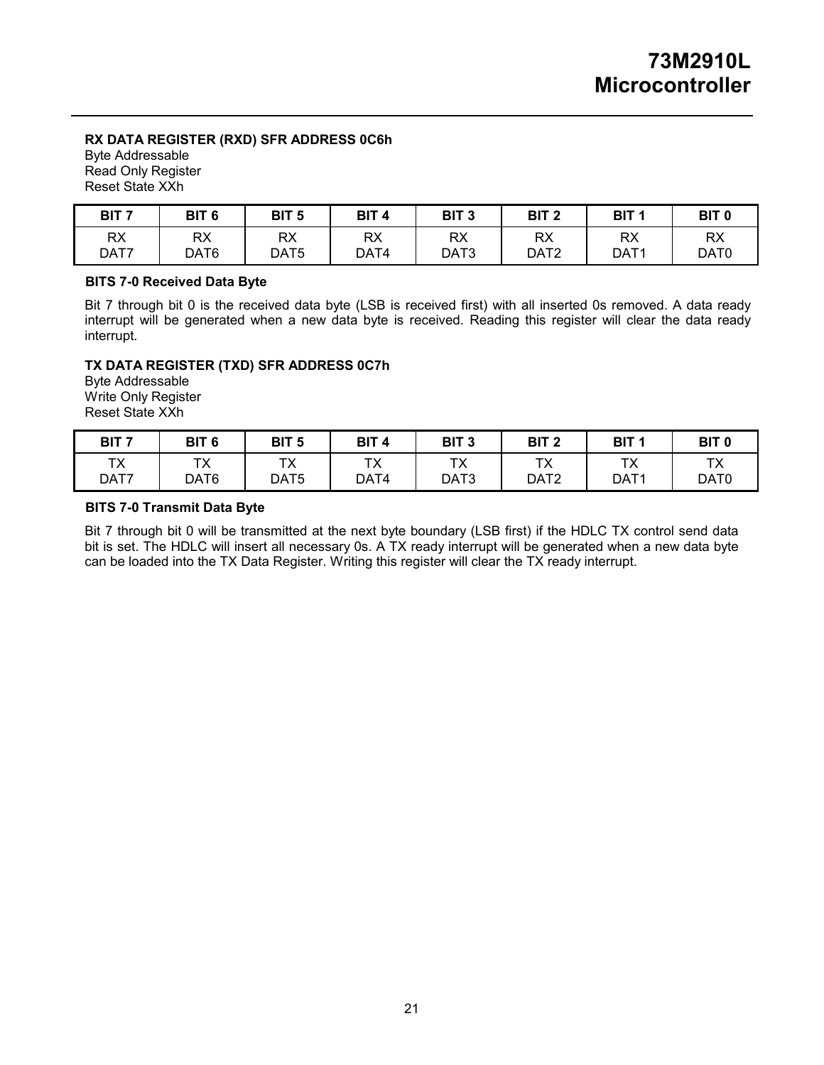**RX DATA REGISTER (RXD) SFR ADDRESS 0C6h**
Byte Addressable
Read Only Register
Reset State XXh

| BIT 7 | BIT 6 | BIT 5 | BIT 4 | BIT 3 | BIT 2 | BIT 1 | BIT 0 |
|---|---|---|---|---|---|---|---|
| RX DAT7 | RX DAT6 | RX DAT5 | RX DAT4 | RX DAT3 | RX DAT2 | RX DAT1 | RX DAT0 |

**BITS 7-0 Received Data Byte**

Bit 7 through bit 0 is the received data byte (LSB is received first) with all inserted 0s removed. A data ready interrupt will be generated when a new data byte is received. Reading this register will clear the data ready interrupt.

**TX DATA REGISTER (TXD) SFR ADDRESS 0C7h**
Byte Addressable
Write Only Register
Reset State XXh

| BIT 7 | BIT 6 | BIT 5 | BIT 4 | BIT 3 | BIT 2 | BIT 1 | BIT 0 |
|---|---|---|---|---|---|---|---|
| TX DAT7 | TX DAT6 | TX DAT5 | TX DAT4 | TX DAT3 | TX DAT2 | TX DAT1 | TX DAT0 |

**BITS 7-0 Transmit Data Byte**

Bit 7 through bit 0 will be transmitted at the next byte boundary (LSB first) if the HDLC TX control send data bit is set. The HDLC will insert all necessary 0s. A TX ready interrupt will be generated when a new data byte can be loaded into the TX Data Register. Writing this register will clear the TX ready interrupt.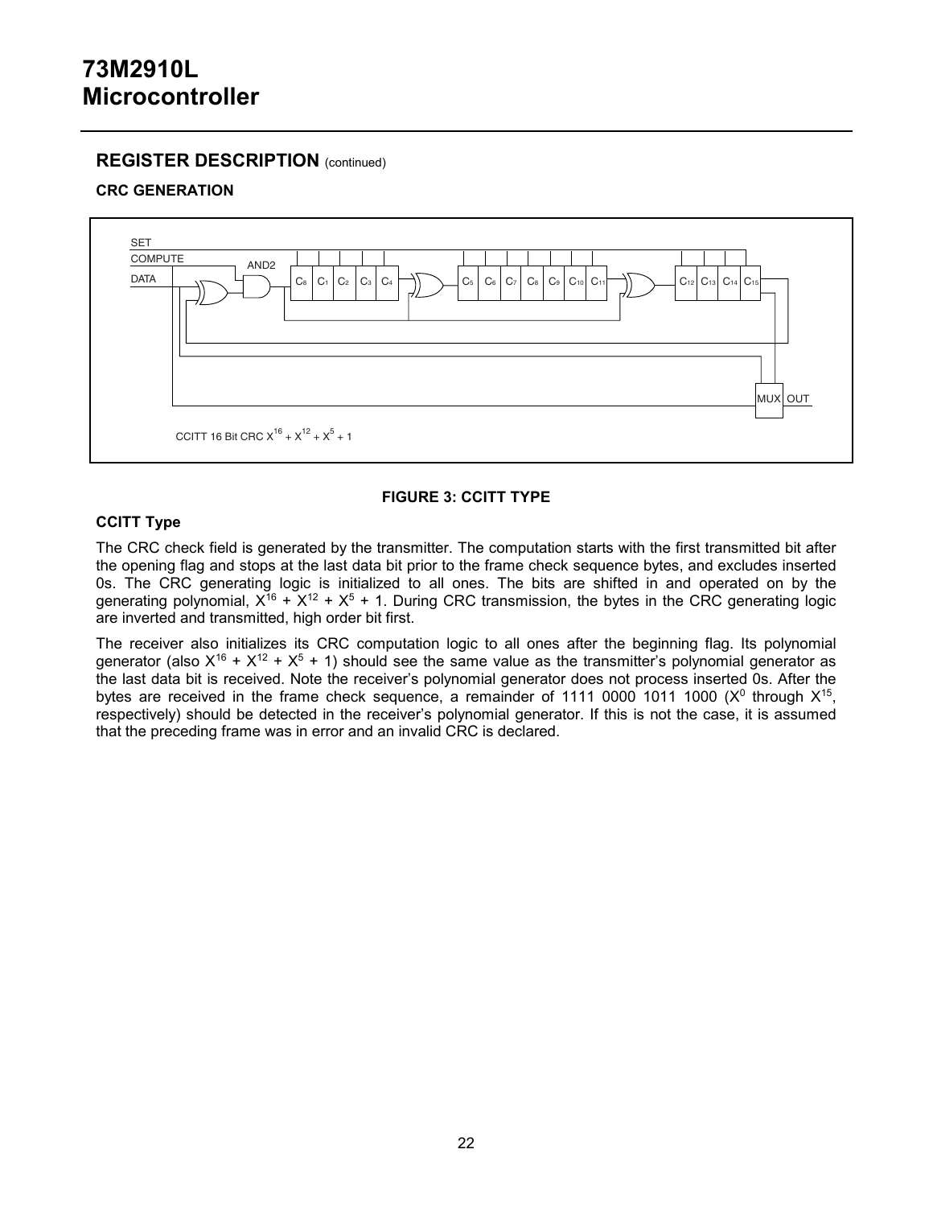## REGISTER DESCRIPTION (continued)

### CRC GENERATION

SET

COMPUTE

DATA

AND2

$C_0$ $C_1$ $C_2$ $C_3$ $C_4$ $C_5$ $C_6$ $C_7$ $C_8$ $C_9$ $C_{10}$ $C_{11}$ $C_{12}$ $C_{13}$ $C_{14}$ $C_{15}$

MUX OUT

CCITT 16 Bit CRC $X^{16} + X^{12} + X^5 + 1$

**FIGURE 3: CCITT TYPE**

### CCITT Type

The CRC check field is generated by the transmitter. The computation starts with the first transmitted bit after the opening flag and stops at the last data bit prior to the frame check sequence bytes, and excludes inserted 0s. The CRC generating logic is initialized to all ones. The bits are shifted in and operated on by the generating polynomial, $X^{16} + X^{12} + X^5 + 1$. During CRC transmission, the bytes in the CRC generating logic are inverted and transmitted, high order bit first.

The receiver also initializes its CRC computation logic to all ones after the beginning flag. Its polynomial generator (also $X^{16} + X^{12} + X^5 + 1$) should see the same value as the transmitter's polynomial generator as the last data bit is received. Note the receiver's polynomial generator does not process inserted 0s. After the bytes are received in the frame check sequence, a remainder of 1111 0000 1011 1000 ($X^0$ through $X^{15}$, respectively) should be detected in the receiver's polynomial generator. If this is not the case, it is assumed that the preceding frame was in error and an invalid CRC is declared.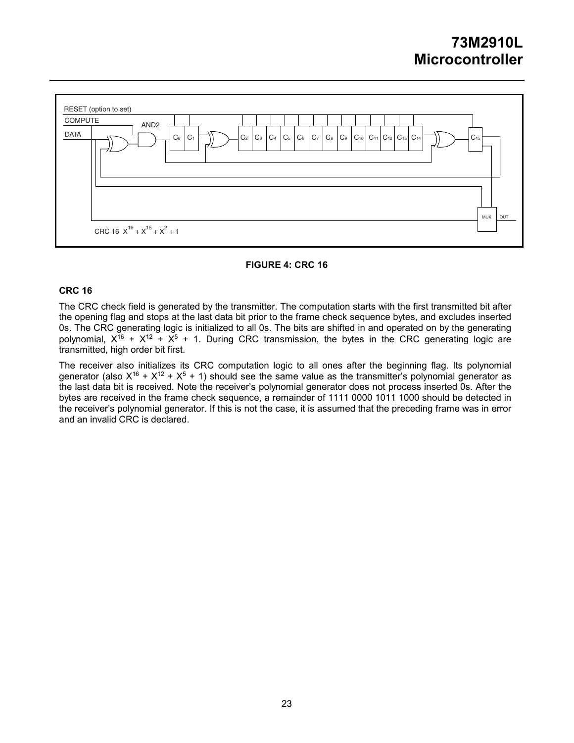RESET (option to set)

COMPUTE

DATA

AND2

$C_8$ $C_1$ $C_2$ $C_3$ $C_4$ $C_5$ $C_6$ $C_7$ $C_8$ $C_9$ $C_{10}$ $C_{11}$ $C_{12}$ $C_{13}$ $C_{14}$ $C_{15}$

MUX OUT

CRC 16 $X^{16} + X^{15} + X^2 + 1$

**FIGURE 4: CRC 16**

### CRC 16

The CRC check field is generated by the transmitter. The computation starts with the first transmitted bit after the opening flag and stops at the last data bit prior to the frame check sequence bytes, and excludes inserted 0s. The CRC generating logic is initialized to all 0s. The bits are shifted in and operated on by the generating polynomial, $X^{16} + X^{12} + X^5 + 1$. During CRC transmission, the bytes in the CRC generating logic are transmitted, high order bit first.

The receiver also initializes its CRC computation logic to all ones after the beginning flag. Its polynomial generator (also $X^{16} + X^{12} + X^5 + 1$) should see the same value as the transmitter's polynomial generator as the last data bit is received. Note the receiver's polynomial generator does not process inserted 0s. After the bytes are received in the frame check sequence, a remainder of 1111 0000 1011 1000 should be detected in the receiver's polynomial generator. If this is not the case, it is assumed that the preceding frame was in error and an invalid CRC is declared.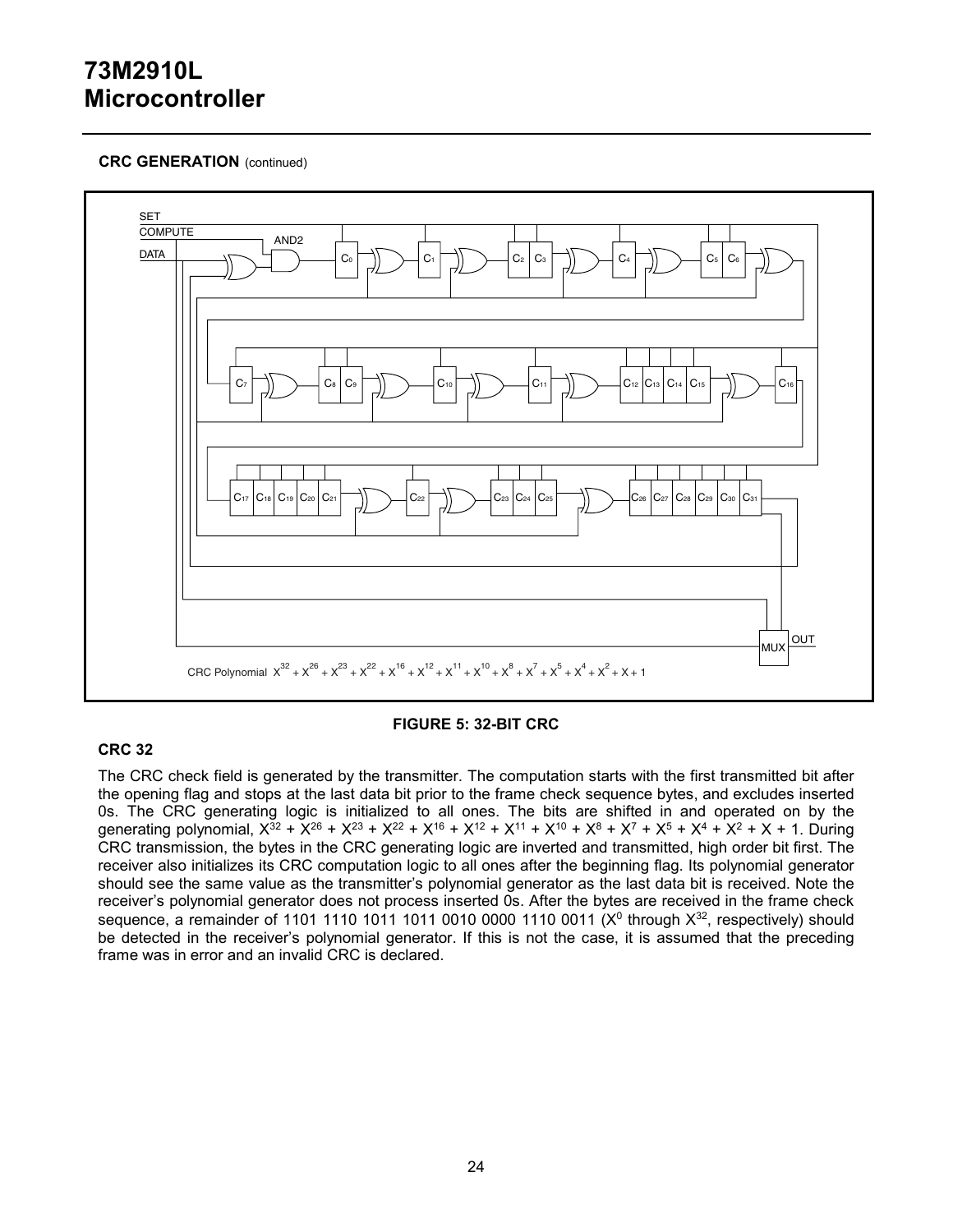**CRC GENERATION** (continued)

SET

COMPUTE

DATA

AND2

$C_0$ $C_1$ $C_2$ $C_3$ $C_4$ $C_5$ $C_6$

$C_7$ $C_8$ $C_9$ $C_{10}$ $C_{11}$ $C_{12}$ $C_{13}$ $C_{14}$ $C_{15}$ $C_{16}$

$C_{17}$ $C_{18}$ $C_{19}$ $C_{20}$ $C_{21}$ $C_{22}$ $C_{23}$ $C_{24}$ $C_{25}$ $C_{26}$ $C_{27}$ $C_{28}$ $C_{29}$ $C_{30}$ $C_{31}$

MUX OUT

CRC Polynomial $X^{32} + X^{26} + X^{23} + X^{22} + X^{16} + X^{12} + X^{11} + X^{10} + X^{8} + X^{7} + X^{5} + X^{4} + X^{2} + X + 1$

**FIGURE 5: 32-BIT CRC**

### CRC 32

The CRC check field is generated by the transmitter. The computation starts with the first transmitted bit after the opening flag and stops at the last data bit prior to the frame check sequence bytes, and excludes inserted 0s. The CRC generating logic is initialized to all ones. The bits are shifted in and operated on by the generating polynomial, $X^{32} + X^{26} + X^{23} + X^{22} + X^{16} + X^{12} + X^{11} + X^{10} + X^{8} + X^{7} + X^{5} + X^{4} + X^{2} + X + 1$. During CRC transmission, the bytes in the CRC generating logic are inverted and transmitted, high order bit first. The receiver also initializes its CRC computation logic to all ones after the beginning flag. Its polynomial generator should see the same value as the transmitter's polynomial generator as the last data bit is received. Note the receiver's polynomial generator does not process inserted 0s. After the bytes are received in the frame check sequence, a remainder of 1101 1110 1011 1011 0010 0000 1110 0011 ($X^0$ through $X^{32}$, respectively) should be detected in the receiver's polynomial generator. If this is not the case, it is assumed that the preceding frame was in error and an invalid CRC is declared.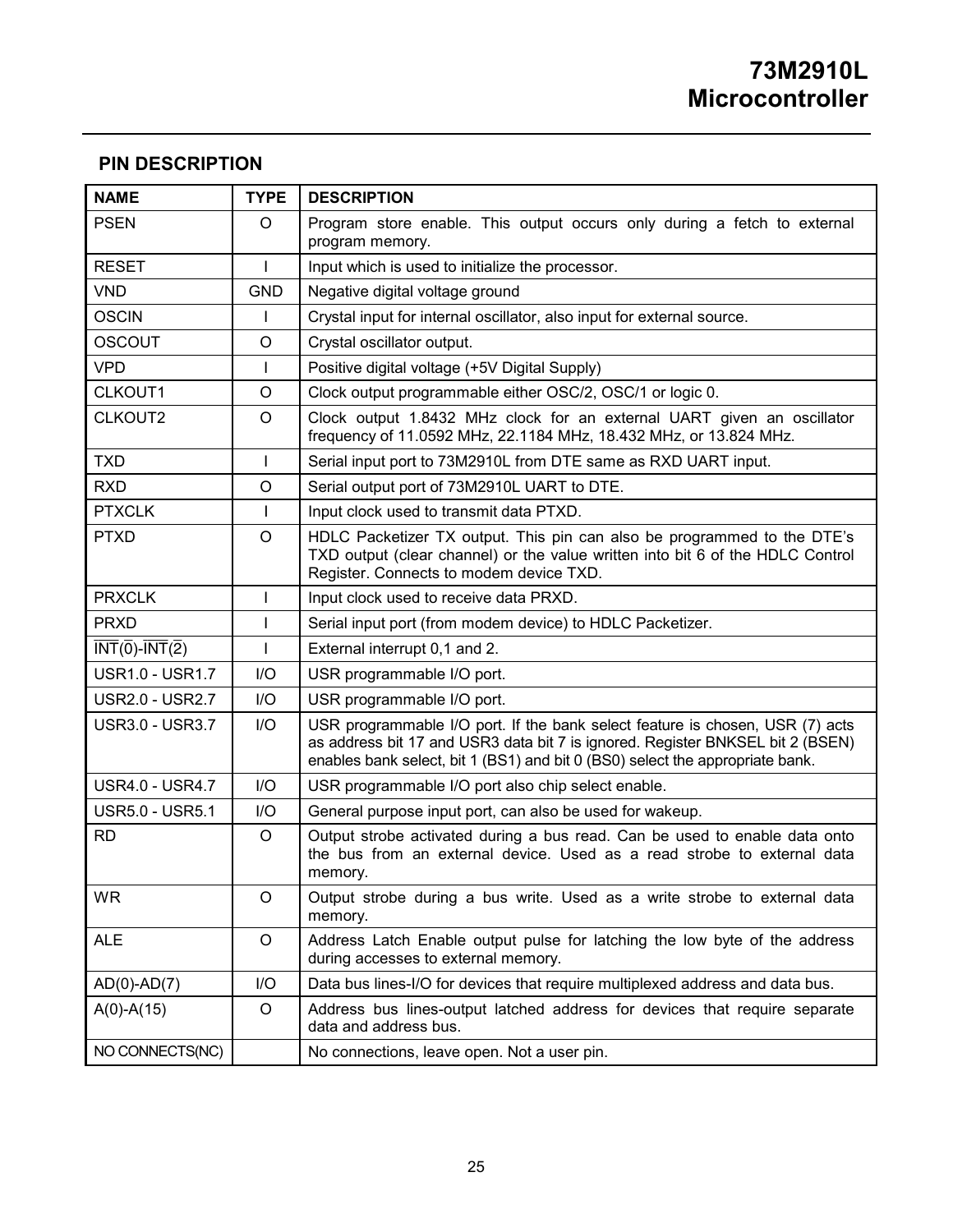## PIN DESCRIPTION

| NAME | TYPE | DESCRIPTION |
|---|---|---|
| PSEN | O | Program store enable. This output occurs only during a fetch to external program memory. |
| RESET | I | Input which is used to initialize the processor. |
| VND | GND | Negative digital voltage ground |
| OSCIN | I | Crystal input for internal oscillator, also input for external source. |
| OSCOUT | O | Crystal oscillator output. |
| VPD | I | Positive digital voltage (+5V Digital Supply) |
| CLKOUT1 | O | Clock output programmable either OSC/2, OSC/1 or logic 0. |
| CLKOUT2 | O | Clock output 1.8432 MHz clock for an external UART given an oscillator frequency of 11.0592 MHz, 22.1184 MHz, 18.432 MHz, or 13.824 MHz. |
| TXD | I | Serial input port to 73M2910L from DTE same as RXD UART input. |
| RXD | O | Serial output port of 73M2910L UART to DTE. |
| PTXCLK | I | Input clock used to transmit data PTXD. |
| PTXD | O | HDLC Packetizer TX output. This pin can also be programmed to the DTE's TXD output (clear channel) or the value written into bit 6 of the HDLC Control Register. Connects to modem device TXD. |
| PRXCLK | I | Input clock used to receive data PRXD. |
| PRXD | I | Serial input port (from modem device) to HDLC Packetizer. |
| $\overline{\text{INT}}(\overline{0})$-$\overline{\text{INT}}(\overline{2})$ | I | External interrupt 0,1 and 2. |
| USR1.0 - USR1.7 | I/O | USR programmable I/O port. |
| USR2.0 - USR2.7 | I/O | USR programmable I/O port. |
| USR3.0 - USR3.7 | I/O | USR programmable I/O port. If the bank select feature is chosen, USR (7) acts as address bit 17 and USR3 data bit 7 is ignored. Register BNKSEL bit 2 (BSEN) enables bank select, bit 1 (BS1) and bit 0 (BS0) select the appropriate bank. |
| USR4.0 - USR4.7 | I/O | USR programmable I/O port also chip select enable. |
| USR5.0 - USR5.1 | I/O | General purpose input port, can also be used for wakeup. |
| RD | O | Output strobe activated during a bus read. Can be used to enable data onto the bus from an external device. Used as a read strobe to external data memory. |
| WR | O | Output strobe during a bus write. Used as a write strobe to external data memory. |
| ALE | O | Address Latch Enable output pulse for latching the low byte of the address during accesses to external memory. |
| AD(0)-AD(7) | I/O | Data bus lines-I/O for devices that require multiplexed address and data bus. |
| A(0)-A(15) | O | Address bus lines-output latched address for devices that require separate data and address bus. |
| NO CONNECTS(NC) | | No connections, leave open. Not a user pin. |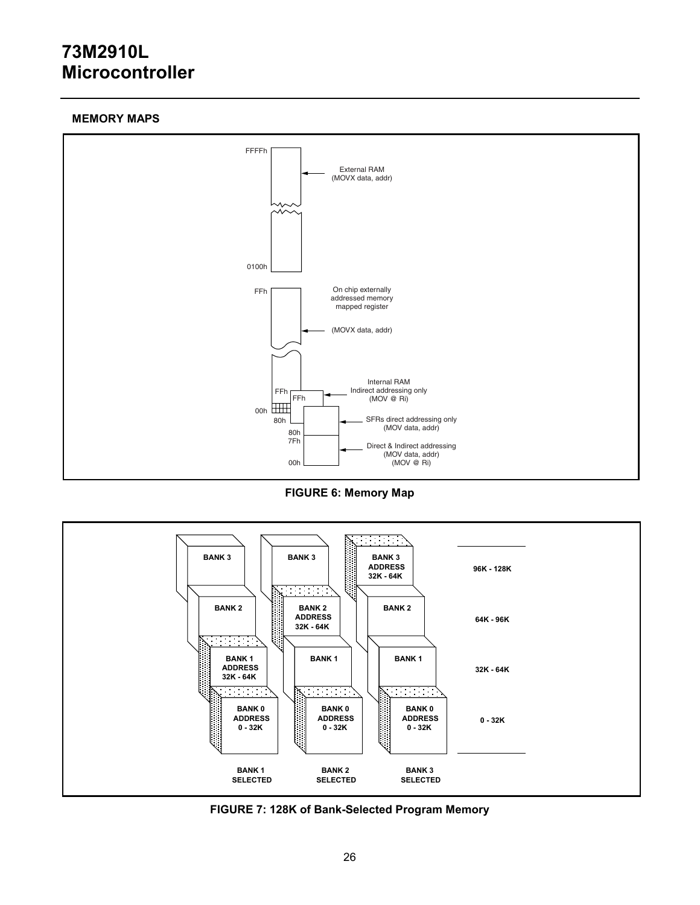## MEMORY MAPS

FFFFh

External RAM
(MOVX data, addr)

0100h

FFh

On chip externally addressed memory mapped register

(MOVX data, addr)

FFh

FFh

Internal RAM
Indirect addressing only
(MOV @ Ri)

00h

80h

SFRs direct addressing only
(MOV data, addr)

80h

7Fh

Direct & Indirect addressing
(MOV data, addr)
(MOV @ Ri)

00h

**FIGURE 6: Memory Map**

| BANK 1 SELECTED | BANK 2 SELECTED | BANK 3 SELECTED | |
|---|---|---|---|
| BANK 3 | BANK 3 | BANK 3 ADDRESS 32K - 64K | 96K - 128K |
| BANK 2 | BANK 2 ADDRESS 32K - 64K | BANK 2 | 64K - 96K |
| BANK 1 ADDRESS 32K - 64K | BANK 1 | BANK 1 | 32K - 64K |
| BANK 0 ADDRESS 0 - 32K | BANK 0 ADDRESS 0 - 32K | BANK 0 ADDRESS 0 - 32K | 0 - 32K |

**FIGURE 7: 128K of Bank-Selected Program Memory**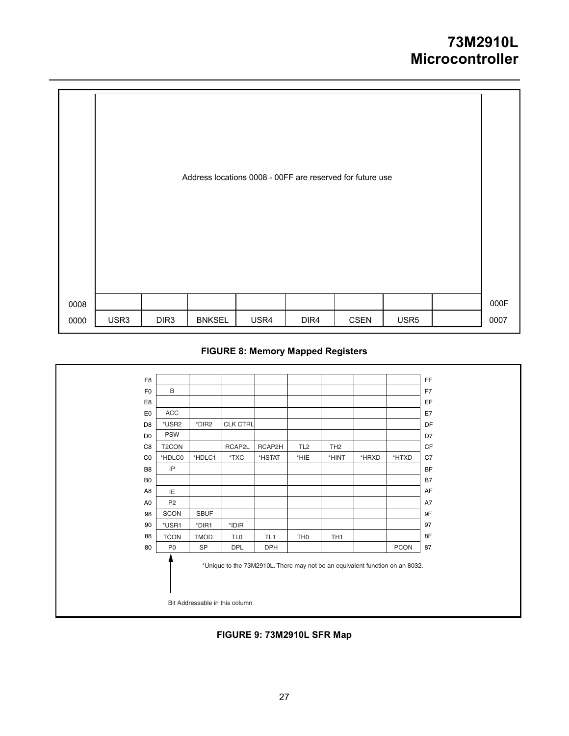Address locations 0008 - 00FF are reserved for future use

| | | | | | | | | | |
|---|---|---|---|---|---|---|---|---|---|
| 0008 | | | | | | | | | 000F |
| 0000 | USR3 | DIR3 | BNKSEL | USR4 | DIR4 | CSEN | USR5 | | 0007 |

**FIGURE 8: Memory Mapped Registers**

| | | | | | | | | | |
|---|---|---|---|---|---|---|---|---|---|
| F8 | | | | | | | | | FF |
| F0 | B | | | | | | | | F7 |
| E8 | | | | | | | | | EF |
| E0 | ACC | | | | | | | | E7 |
| D8 | *USR2 | *DIR2 | CLK CTRL | | | | | | DF |
| D0 | PSW | | | | | | | | D7 |
| C8 | T2CON | | RCAP2L | RCAP2H | TL2 | TH2 | | | CF |
| C0 | *HDLC0 | *HDLC1 | *TXC | *HSTAT | *HIE | *HINT | *HRXD | *HTXD | C7 |
| B8 | IP | | | | | | | | BF |
| B0 | | | | | | | | | B7 |
| A8 | IE | | | | | | | | AF |
| A0 | P2 | | | | | | | | A7 |
| 98 | SCON | SBUF | | | | | | | 9F |
| 90 | *USR1 | *DIR1 | *IDIR | | | | | | 97 |
| 88 | TCON | TMOD | TL0 | TL1 | TH0 | TH1 | | | 8F |
| 80 | P0 | SP | DPL | DPH | | | | PCON | 87 |

*Unique to the 73M2910L. There may not be an equivalent function on an 8032.

Bit Addressable in this column

**FIGURE 9: 73M2910L SFR Map**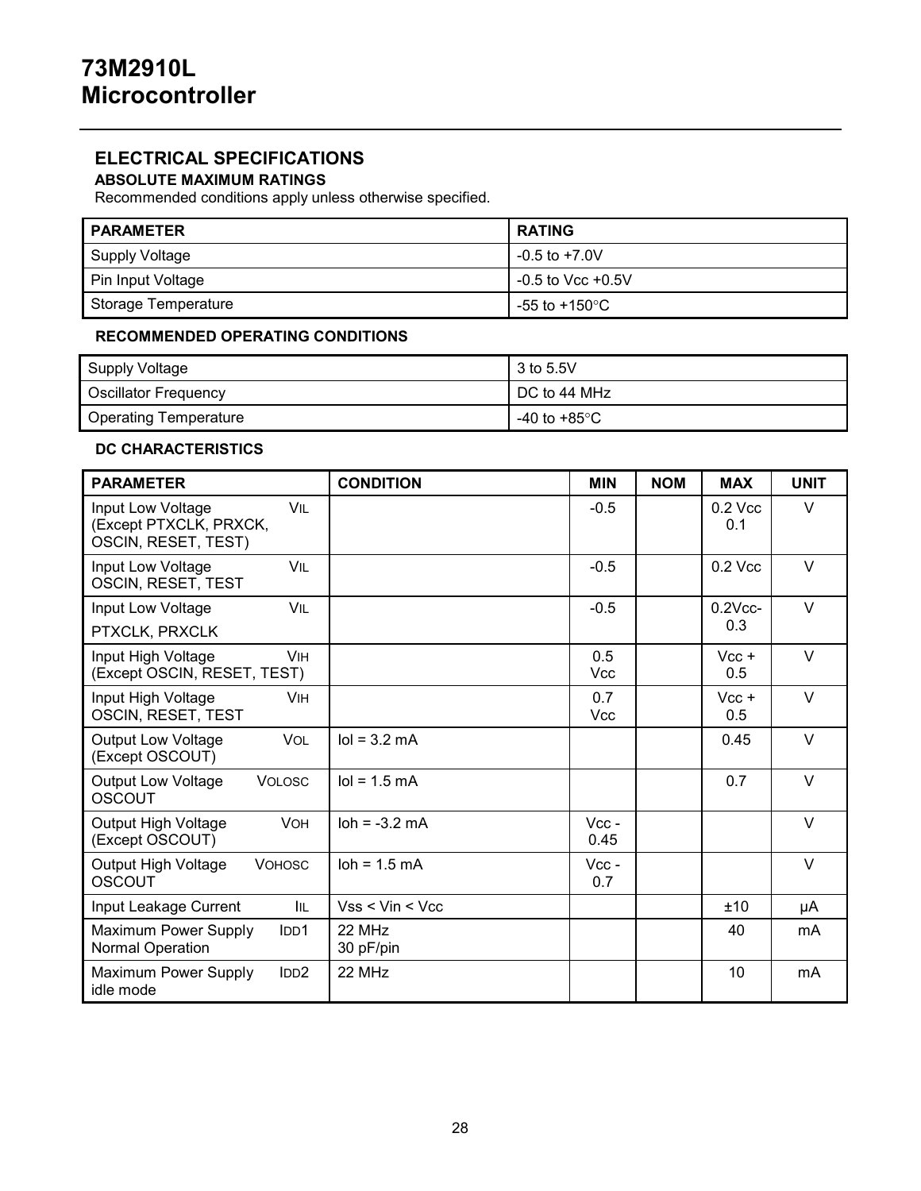# 73M2910L Microcontroller

## ELECTRICAL SPECIFICATIONS

### ABSOLUTE MAXIMUM RATINGS

Recommended conditions apply unless otherwise specified.

| PARAMETER | RATING |
|---|---|
| Supply Voltage | -0.5 to +7.0V |
| Pin Input Voltage | -0.5 to Vcc +0.5V |
| Storage Temperature | -55 to +150°C |

### RECOMMENDED OPERATING CONDITIONS

| | |
|---|---|
| Supply Voltage | 3 to 5.5V |
| Oscillator Frequency | DC to 44 MHz |
| Operating Temperature | -40 to +85°C |

### DC CHARACTERISTICS

| PARAMETER | CONDITION | MIN | NOM | MAX | UNIT |
|---|---|---|---|---|---|
| Input Low Voltage $V_{IL}$ (Except PTXCLK, PRXCK, OSCIN, RESET, TEST) | | -0.5 | | 0.2 Vcc 0.1 | V |
| Input Low Voltage $V_{IL}$ OSCIN, RESET, TEST | | -0.5 | | 0.2 Vcc | V |
| Input Low Voltage $V_{IL}$ PTXCLK, PRXCLK | | -0.5 | | 0.2Vcc-0.3 | V |
| Input High Voltage $V_{IH}$ (Except OSCIN, RESET, TEST) | | 0.5 Vcc | | Vcc + 0.5 | V |
| Input High Voltage $V_{IH}$ OSCIN, RESET, TEST | | 0.7 Vcc | | Vcc + 0.5 | V |
| Output Low Voltage $V_{OL}$ (Except OSCOUT) | Iol = 3.2 mA | | | 0.45 | V |
| Output Low Voltage $V_{OLOSC}$ OSCOUT | Iol = 1.5 mA | | | 0.7 | V |
| Output High Voltage $V_{OH}$ (Except OSCOUT) | Ioh = -3.2 mA | Vcc - 0.45 | | | V |
| Output High Voltage $V_{OHOSC}$ OSCOUT | Ioh = 1.5 mA | Vcc - 0.7 | | | V |
| Input Leakage Current $I_{IL}$ | Vss < Vin < Vcc | | | ±10 | µA |
| Maximum Power Supply $I_{DD}1$ Normal Operation | 22 MHz 30 pF/pin | | | 40 | mA |
| Maximum Power Supply $I_{DD}2$ idle mode | 22 MHz | | | 10 | mA |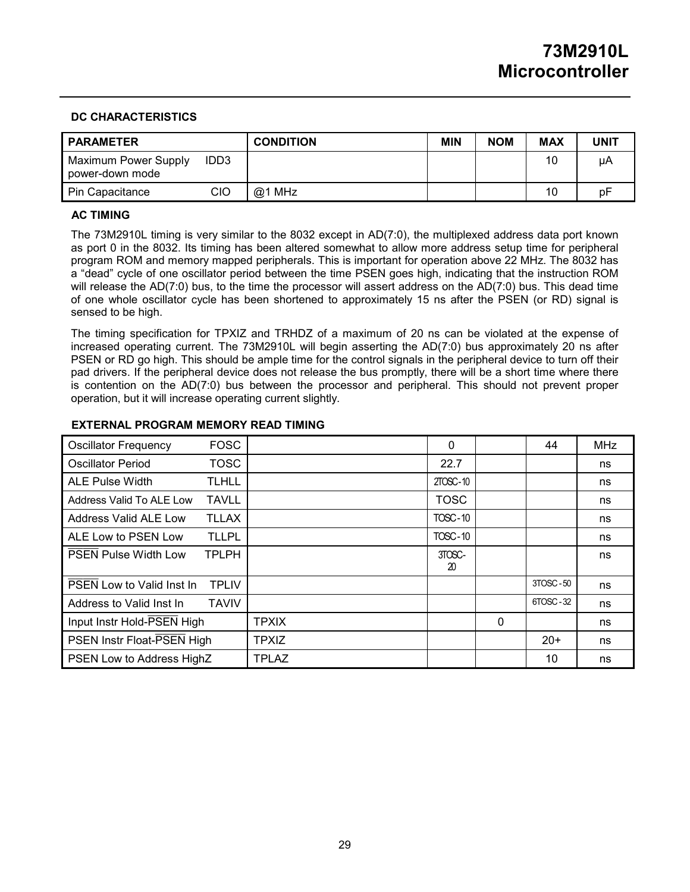## DC CHARACTERISTICS

| PARAMETER | | CONDITION | MIN | NOM | MAX | UNIT |
|---|---|---|---|---|---|---|
| Maximum Power Supply power-down mode | IDD3 | | | | 10 | μA |
| Pin Capacitance | CIO | @1 MHz | | | 10 | pF |

## AC TIMING

The 73M2910L timing is very similar to the 8032 except in AD(7:0), the multiplexed address data port known as port 0 in the 8032. Its timing has been altered somewhat to allow more address setup time for peripheral program ROM and memory mapped peripherals. This is important for operation above 22 MHz. The 8032 has a “dead” cycle of one oscillator period between the time PSEN goes high, indicating that the instruction ROM will release the AD(7:0) bus, to the time the processor will assert address on the AD(7:0) bus. This dead time of one whole oscillator cycle has been shortened to approximately 15 ns after the PSEN (or RD) signal is sensed to be high.

The timing specification for TPXIZ and TRHDZ of a maximum of 20 ns can be violated at the expense of increased operating current. The 73M2910L will begin asserting the AD(7:0) bus approximately 20 ns after PSEN or RD go high. This should be ample time for the control signals in the peripheral device to turn off their pad drivers. If the peripheral device does not release the bus promptly, there will be a short time where there is contention on the AD(7:0) bus between the processor and peripheral. This should not prevent proper operation, but it will increase operating current slightly.

## EXTERNAL PROGRAM MEMORY READ TIMING

| PARAMETER | | CONDITION | MIN | NOM | MAX | UNIT |
|---|---|---|---|---|---|---|
| Oscillator Frequency | FOSC | | 0 | | 44 | MHz |
| Oscillator Period | TOSC | | 22.7 | | | ns |
| ALE Pulse Width | TLHLL | | 2TOSC-10 | | | ns |
| Address Valid To ALE Low | TAVLL | | TOSC | | | ns |
| Address Valid ALE Low | TLLAX | | TOSC-10 | | | ns |
| ALE Low to PSEN Low | TLLPL | | TOSC-10 | | | ns |
| $\overline{\text{PSEN}}$ Pulse Width Low | TPLPH | | 3TOSC-20 | | | ns |
| $\overline{\text{PSEN}}$ Low to Valid Inst In | TPLIV | | | | 3TOSC-50 | ns |
| Address to Valid Inst In | TAVIV | | | | 6TOSC-32 | ns |
| Input Instr Hold-$\overline{\text{PSEN}}$ High | | TPXIX | | 0 | | ns |
| PSEN Instr Float-$\overline{\text{PSEN}}$ High | | TPXIZ | | | 20+ | ns |
| PSEN Low to Address HighZ | | TPLAZ | | | 10 | ns |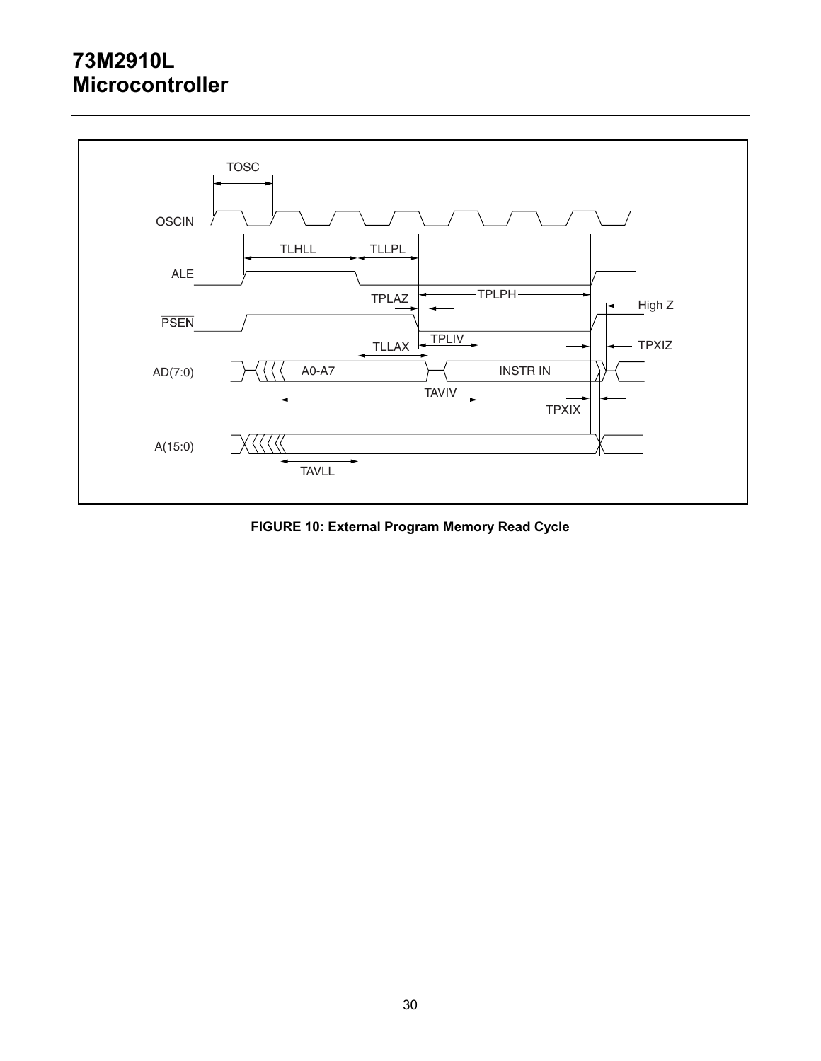TOSC

OSCIN

TLHLL TLLPL

ALE

TPLAZ TPLPH

High Z

PSEN

TLLAX TPLIV TPXIZ

AD(7:0) A0-A7 INSTR IN

TAVIV

TPXIX

A(15:0)

TAVLL

**FIGURE 10: External Program Memory Read Cycle**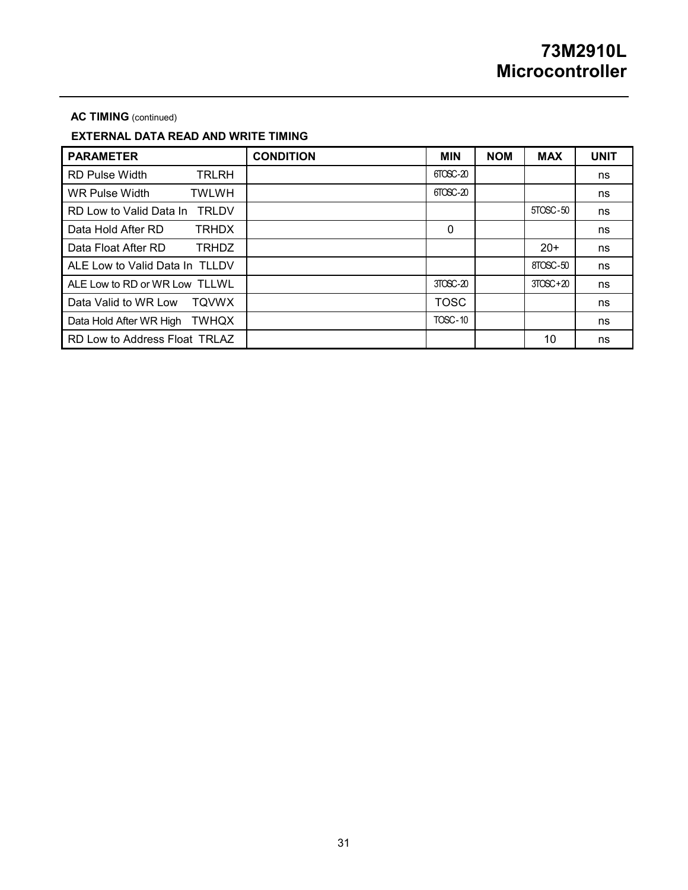**AC TIMING** (continued)

**EXTERNAL DATA READ AND WRITE TIMING**

| PARAMETER | CONDITION | MIN | NOM | MAX | UNIT |
|---|---|---|---|---|---|
| RD Pulse Width TRLRH | | 6TOSC-20 | | | ns |
| WR Pulse Width TWLWH | | 6TOSC-20 | | | ns |
| RD Low to Valid Data In TRLDV | | | | 5TOSC-50 | ns |
| Data Hold After RD TRHDX | | 0 | | | ns |
| Data Float After RD TRHDZ | | | | 20+ | ns |
| ALE Low to Valid Data In TLLDV | | | | 8TOSC-50 | ns |
| ALE Low to RD or WR Low TLLWL | | 3TOSC-20 | | 3TOSC+20 | ns |
| Data Valid to WR Low TQVWX | | TOSC | | | ns |
| Data Hold After WR High TWHQX | | TOSC-10 | | | ns |
| RD Low to Address Float TRLAZ | | | | 10 | ns |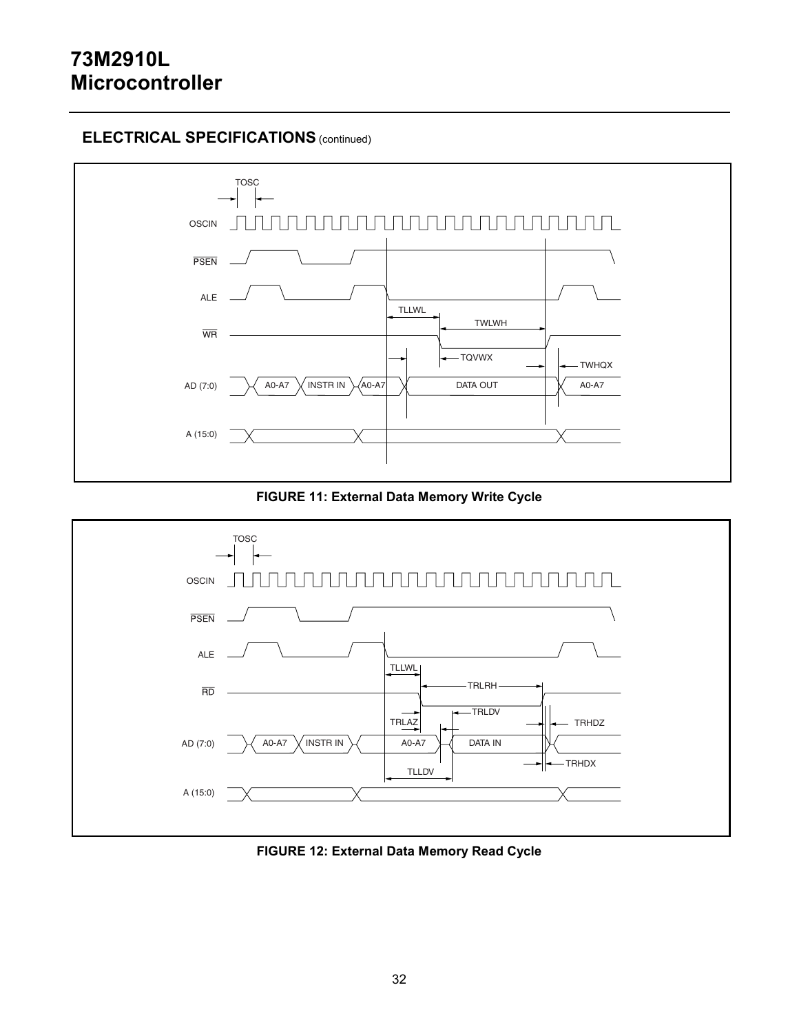## ELECTRICAL SPECIFICATIONS (continued)

TOSC

OSCIN

PSEN

ALE

TLLWL

TWLWH

WR

TQVWX

TWHQX

AD (7:0) A0-A7 INSTR IN A0-A7 DATA OUT A0-A7

A (15:0)

**FIGURE 11: External Data Memory Write Cycle**

TOSC

OSCIN

PSEN

ALE

TLLWL

TRLRH

RD

TRLDV

TRLAZ

TRHDZ

AD (7:0) A0-A7 INSTR IN A0-A7 DATA IN

TRHDX

TLLDV

A (15:0)

**FIGURE 12: External Data Memory Read Cycle**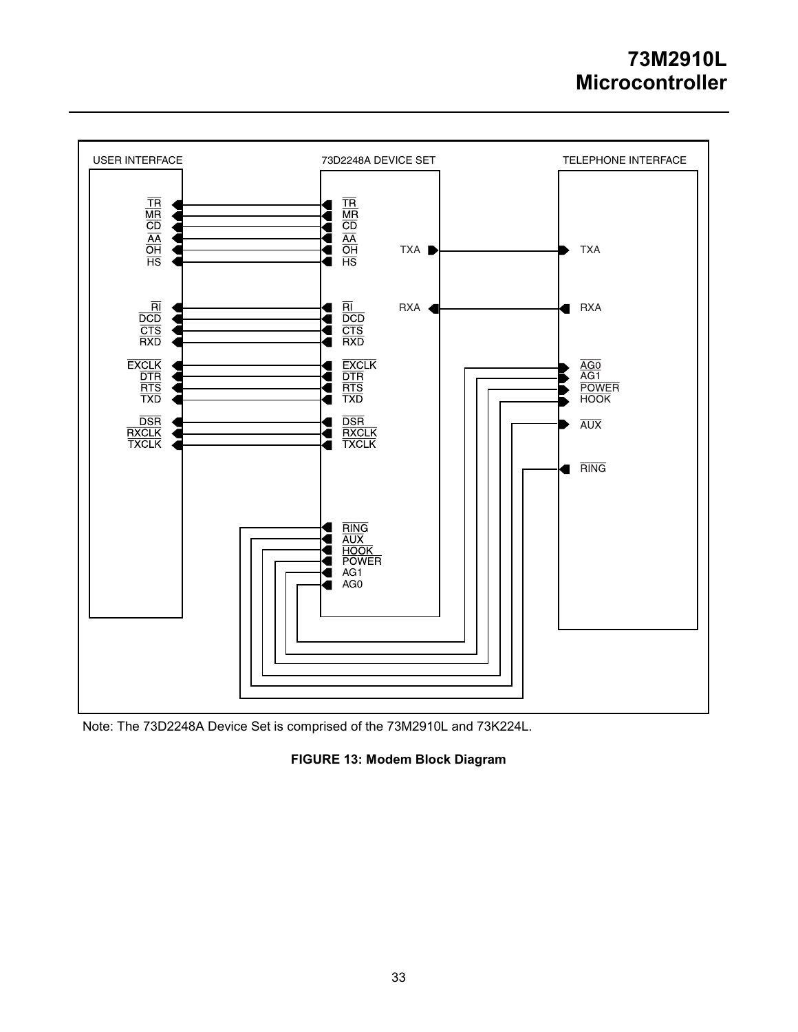USER INTERFACE

73D2248A DEVICE SET

TELEPHONE INTERFACE

TR
MR
CD
AA
OH
HS

RI
DCD
CTS
RXD

EXCLK
DTR
RTS
TXD

DSR
RXCLK
TXCLK

TXA

RXA

AG0
AG1
POWER
HOOK

AUX

RING

AUX
HOOK
POWER
AG1
AG0

Note: The 73D2248A Device Set is comprised of the 73M2910L and 73K224L.

**FIGURE 13: Modem Block Diagram**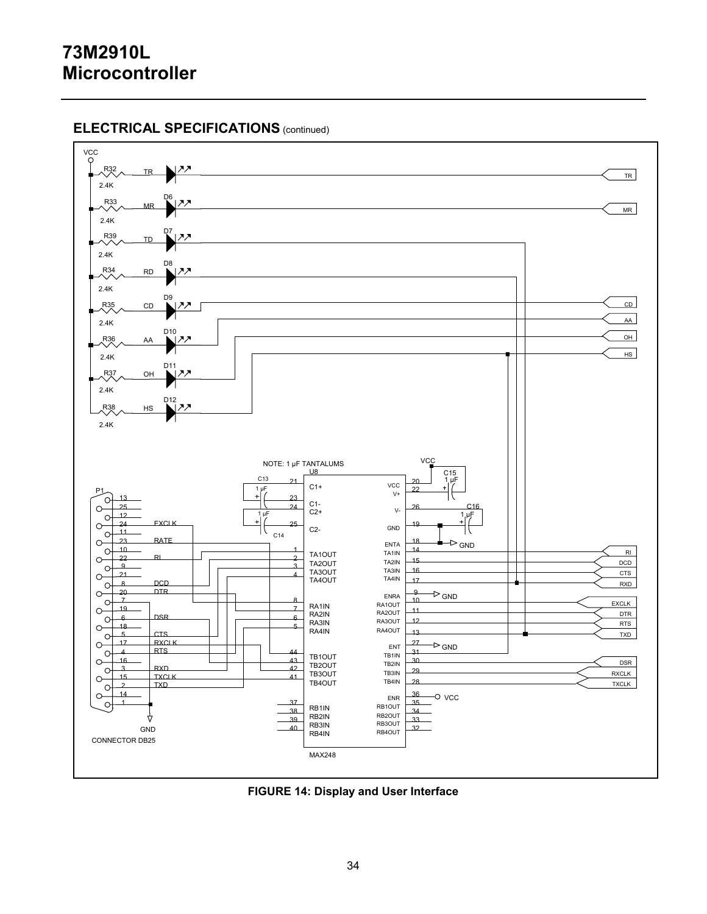## ELECTRICAL SPECIFICATIONS (continued)

**FIGURE 14: Display and User Interface**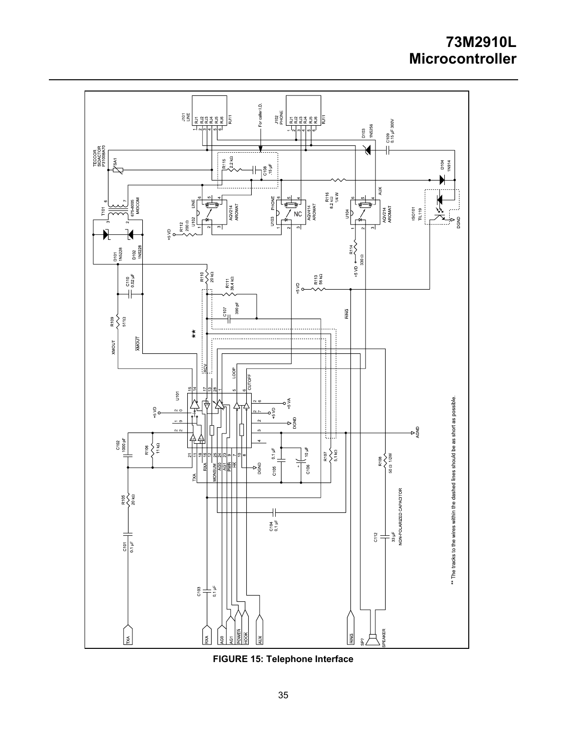FIGURE 15: Telephone Interface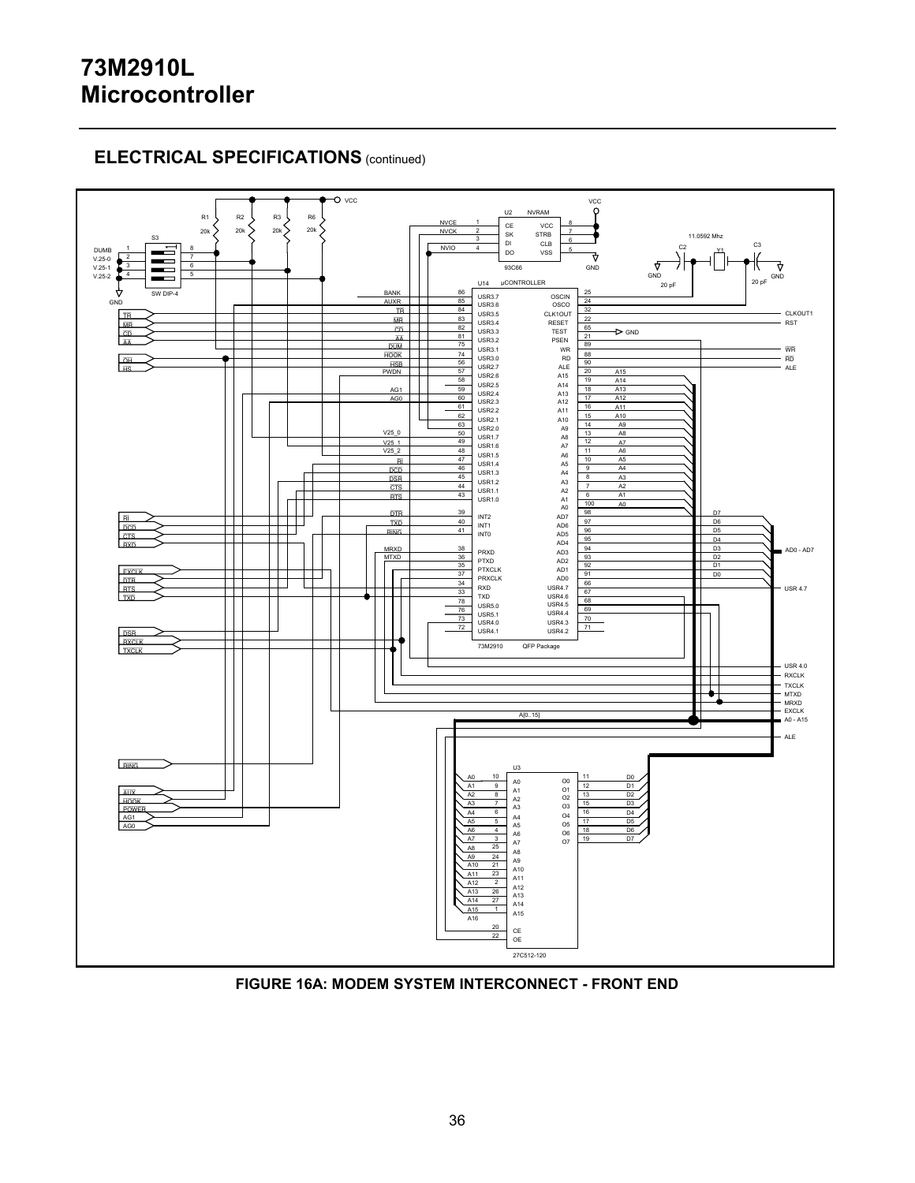# 73M2910L Microcontroller

## ELECTRICAL SPECIFICATIONS (continued)

**FIGURE 16A: MODEM SYSTEM INTERCONNECT - FRONT END**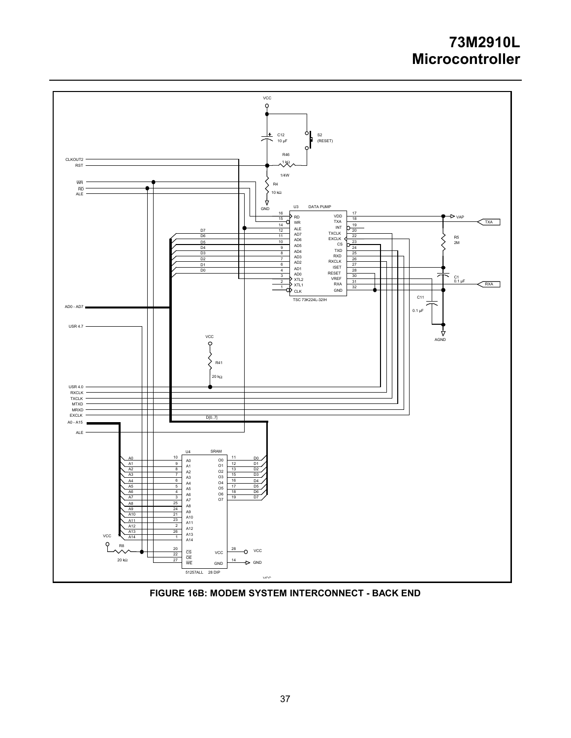FIGURE 16B: MODEM SYSTEM INTERCONNECT - BACK END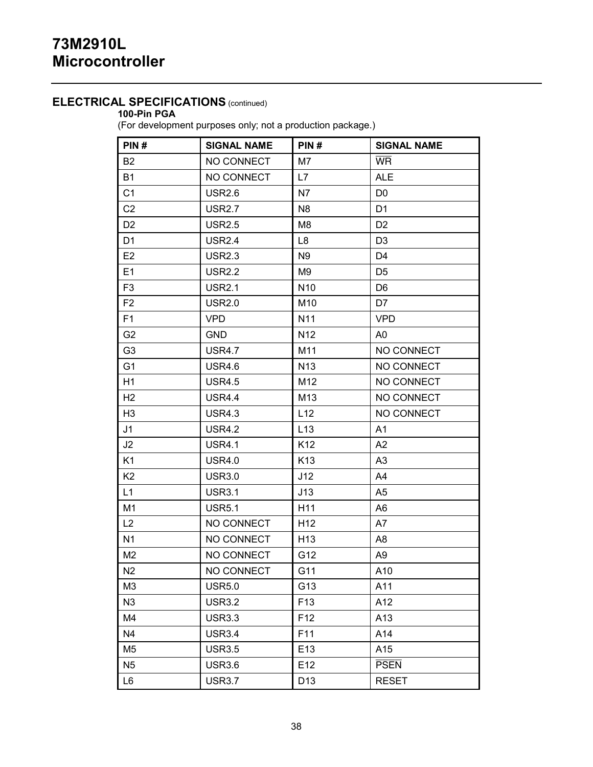# 73M2910L Microcontroller

## ELECTRICAL SPECIFICATIONS (continued)

**100-Pin PGA**

(For development purposes only; not a production package.)

| PIN # | SIGNAL NAME | PIN # | SIGNAL NAME |
|---|---|---|---|
| B2 | NO CONNECT | M7 | $\overline{\text{WR}}$ |
| B1 | NO CONNECT | L7 | ALE |
| C1 | USR2.6 | N7 | D0 |
| C2 | USR2.7 | N8 | D1 |
| D2 | USR2.5 | M8 | D2 |
| D1 | USR2.4 | L8 | D3 |
| E2 | USR2.3 | N9 | D4 |
| E1 | USR2.2 | M9 | D5 |
| F3 | USR2.1 | N10 | D6 |
| F2 | USR2.0 | M10 | D7 |
| F1 | VPD | N11 | VPD |
| G2 | GND | N12 | A0 |
| G3 | USR4.7 | M11 | NO CONNECT |
| G1 | USR4.6 | N13 | NO CONNECT |
| H1 | USR4.5 | M12 | NO CONNECT |
| H2 | USR4.4 | M13 | NO CONNECT |
| H3 | USR4.3 | L12 | NO CONNECT |
| J1 | USR4.2 | L13 | A1 |
| J2 | USR4.1 | K12 | A2 |
| K1 | USR4.0 | K13 | A3 |
| K2 | USR3.0 | J12 | A4 |
| L1 | USR3.1 | J13 | A5 |
| M1 | USR5.1 | H11 | A6 |
| L2 | NO CONNECT | H12 | A7 |
| N1 | NO CONNECT | H13 | A8 |
| M2 | NO CONNECT | G12 | A9 |
| N2 | NO CONNECT | G11 | A10 |
| M3 | USR5.0 | G13 | A11 |
| N3 | USR3.2 | F13 | A12 |
| M4 | USR3.3 | F12 | A13 |
| N4 | USR3.4 | F11 | A14 |
| M5 | USR3.5 | E13 | A15 |
| N5 | USR3.6 | E12 | $\overline{\text{PSEN}}$ |
| L6 | USR3.7 | D13 | RESET |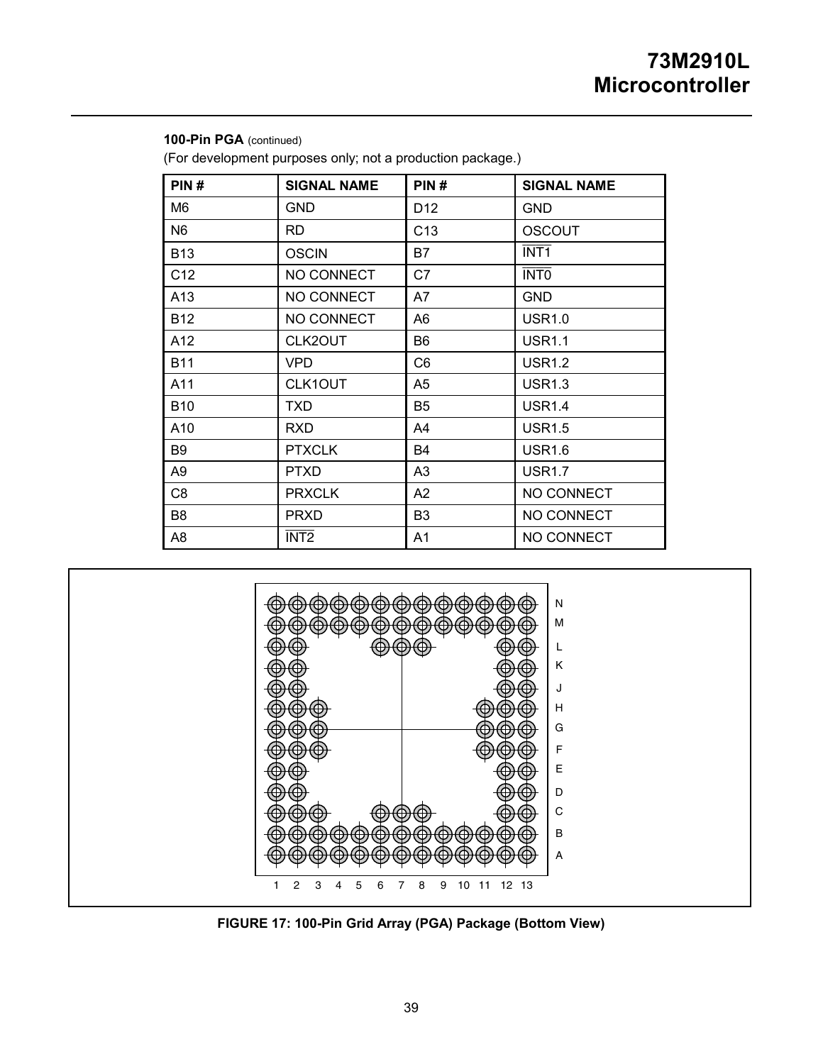**100-Pin PGA** (continued)

(For development purposes only; not a production package.)

| PIN # | SIGNAL NAME | PIN # | SIGNAL NAME |
|---|---|---|---|
| M6 | GND | D12 | GND |
| N6 | RD | C13 | OSCOUT |
| B13 | OSCIN | B7 | $\overline{\text{INT1}}$ |
| C12 | NO CONNECT | C7 | $\overline{\text{INT0}}$ |
| A13 | NO CONNECT | A7 | GND |
| B12 | NO CONNECT | A6 | USR1.0 |
| A12 | CLK2OUT | B6 | USR1.1 |
| B11 | VPD | C6 | USR1.2 |
| A11 | CLK1OUT | A5 | USR1.3 |
| B10 | TXD | B5 | USR1.4 |
| A10 | RXD | A4 | USR1.5 |
| B9 | PTXCLK | B4 | USR1.6 |
| A9 | PTXD | A3 | USR1.7 |
| C8 | PRXCLK | A2 | NO CONNECT |
| B8 | PRXD | B3 | NO CONNECT |
| A8 | $\overline{\text{INT2}}$ | A1 | NO CONNECT |

**FIGURE 17: 100-Pin Grid Array (PGA) Package (Bottom View)**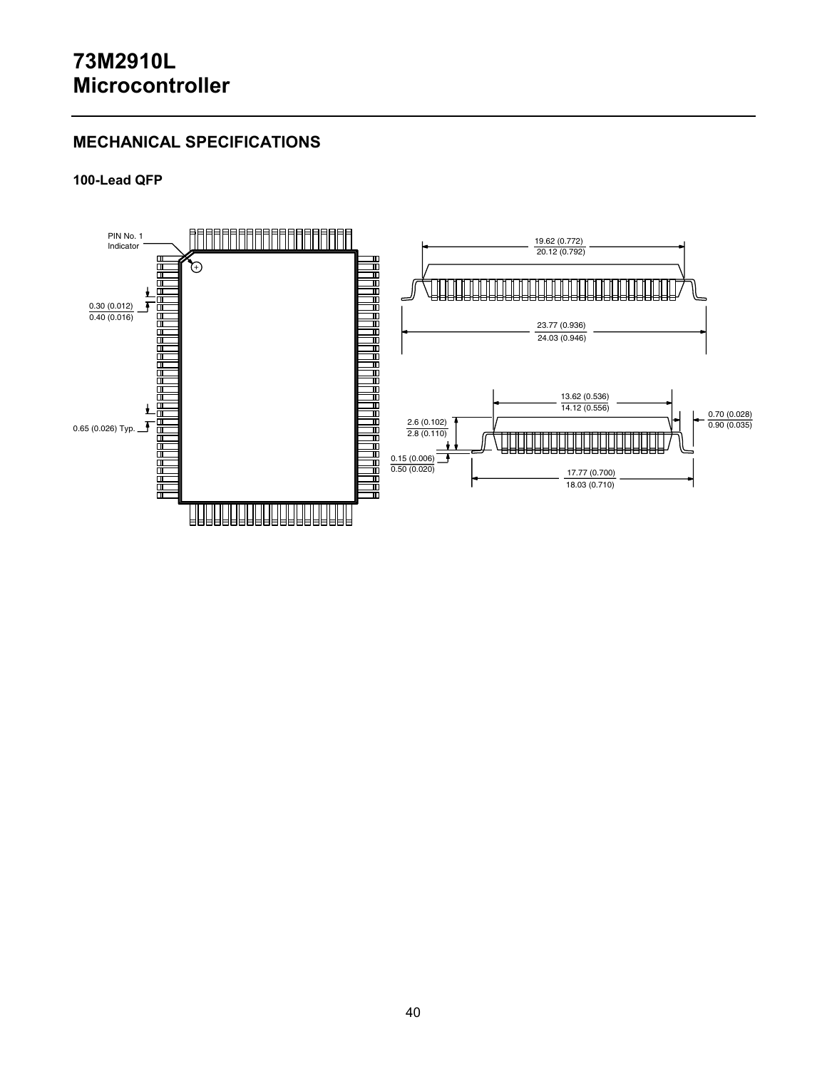# 73M2910L Microcontroller

## MECHANICAL SPECIFICATIONS

### 100-Lead QFP

PIN No. 1 Indicator

0.30 (0.012) / 0.40 (0.016)

0.65 (0.026) Typ.

19.62 (0.772) / 20.12 (0.792)

23.77 (0.936) / 24.03 (0.946)

13.62 (0.536) / 14.12 (0.556)

0.70 (0.028) / 0.90 (0.035)

2.6 (0.102) / 2.8 (0.110)

0.15 (0.006) / 0.50 (0.020)

17.77 (0.700) / 18.03 (0.710)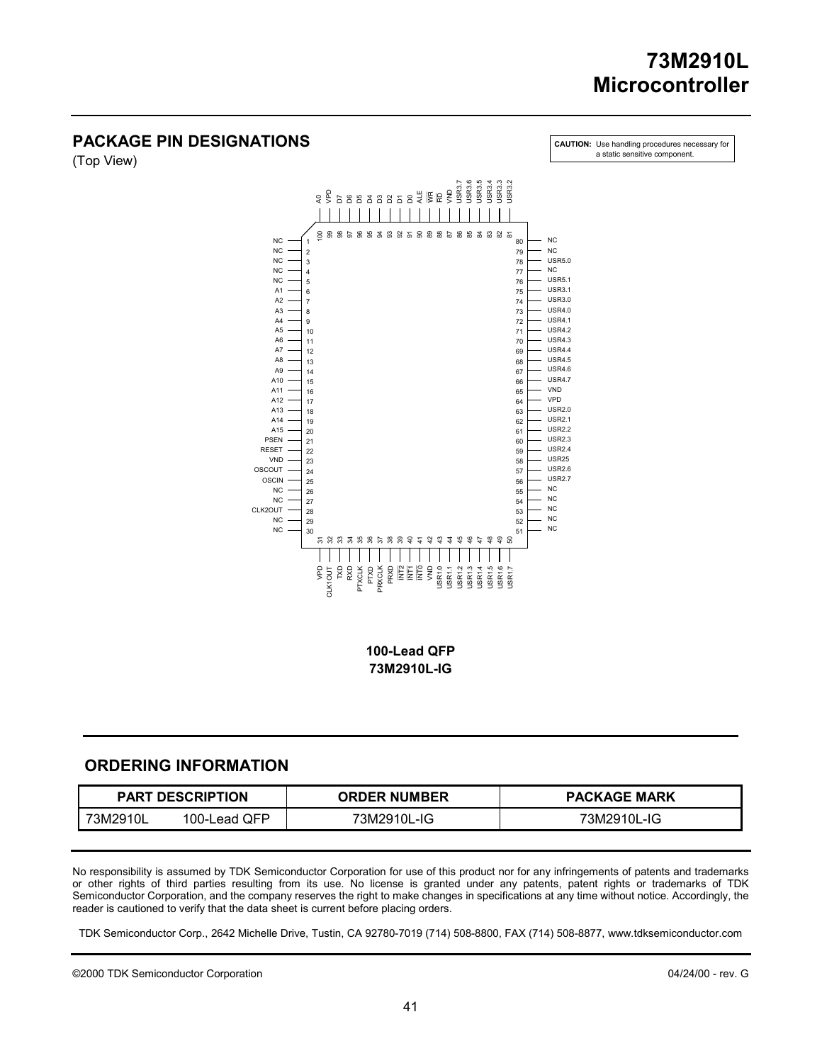# 73M2910L Microcontroller

## PACKAGE PIN DESIGNATIONS

(Top View)

**CAUTION:** Use handling procedures necessary for a static sensitive component.

Top side (pins 100–81): A0 (100), VPD (99), D7 (98), D6 (97), D5 (96), D4 (95), D3 (94), D2 (93), D1 (92), D0 (91), ALE (90), WR (89), RD (88), VND (87), USR3.7 (86), USR3.6 (85), USR3.5 (84), USR3.4 (83), USR3.3 (82), USR3.2 (81)

Left side (pins 1–30): NC (1), NC (2), NC (3), NC (4), NC (5), A1 (6), A2 (7), A3 (8), A4 (9), A5 (10), A6 (11), A7 (12), A8 (13), A9 (14), A10 (15), A11 (16), A12 (17), A13 (18), A14 (19), A15 (20), PSEN (21), RESET (22), VND (23), OSCOUT (24), OSCIN (25), NC (26), NC (27), CLK2OUT (28), NC (29), NC (30)

Right side (pins 80–51): NC (80), NC (79), USR5.0 (78), NC (77), USR5.1 (76), USR3.1 (75), USR3.0 (74), USR4.0 (73), USR4.1 (72), USR4.2 (71), USR4.3 (70), USR4.4 (69), USR4.5 (68), USR4.6 (67), USR4.7 (66), VND (65), VPD (64), USR2.0 (63), USR2.1 (62), USR2.2 (61), USR2.3 (60), USR2.4 (59), USR25 (58), USR2.6 (57), USR2.7 (56), NC (55), NC (54), NC (53), NC (52), NC (51)

Bottom side (pins 31–50): VPD (31), CLK1OUT (32), TXD (33), RXD (34), PTXCLK (35), PTXD (36), PRXCLK (37), PRXD (38), INT2 (39), INT1 (40), INT0 (41), VND (42), USR1.0 (43), USR1.1 (44), USR1.2 (45), USR1.3 (46), USR1.4 (47), USR1.5 (48), USR1.6 (49), USR1.7 (50)

**100-Lead QFP**
**73M2910L-IG**

## ORDERING INFORMATION

| PART DESCRIPTION | | ORDER NUMBER | PACKAGE MARK |
|---|---|---|---|
| 73M2910L | 100-Lead QFP | 73M2910L-IG | 73M2910L-IG |

No responsibility is assumed by TDK Semiconductor Corporation for use of this product nor for any infringements of patents and trademarks or other rights of third parties resulting from its use. No license is granted under any patents, patent rights or trademarks of TDK Semiconductor Corporation, and the company reserves the right to make changes in specifications at any time without notice. Accordingly, the reader is cautioned to verify that the data sheet is current before placing orders.

TDK Semiconductor Corp., 2642 Michelle Drive, Tustin, CA 92780-7019 (714) 508-8800, FAX (714) 508-8877, www.tdksemiconductor.com

©2000 TDK Semiconductor Corporation

04/24/00 - rev. G